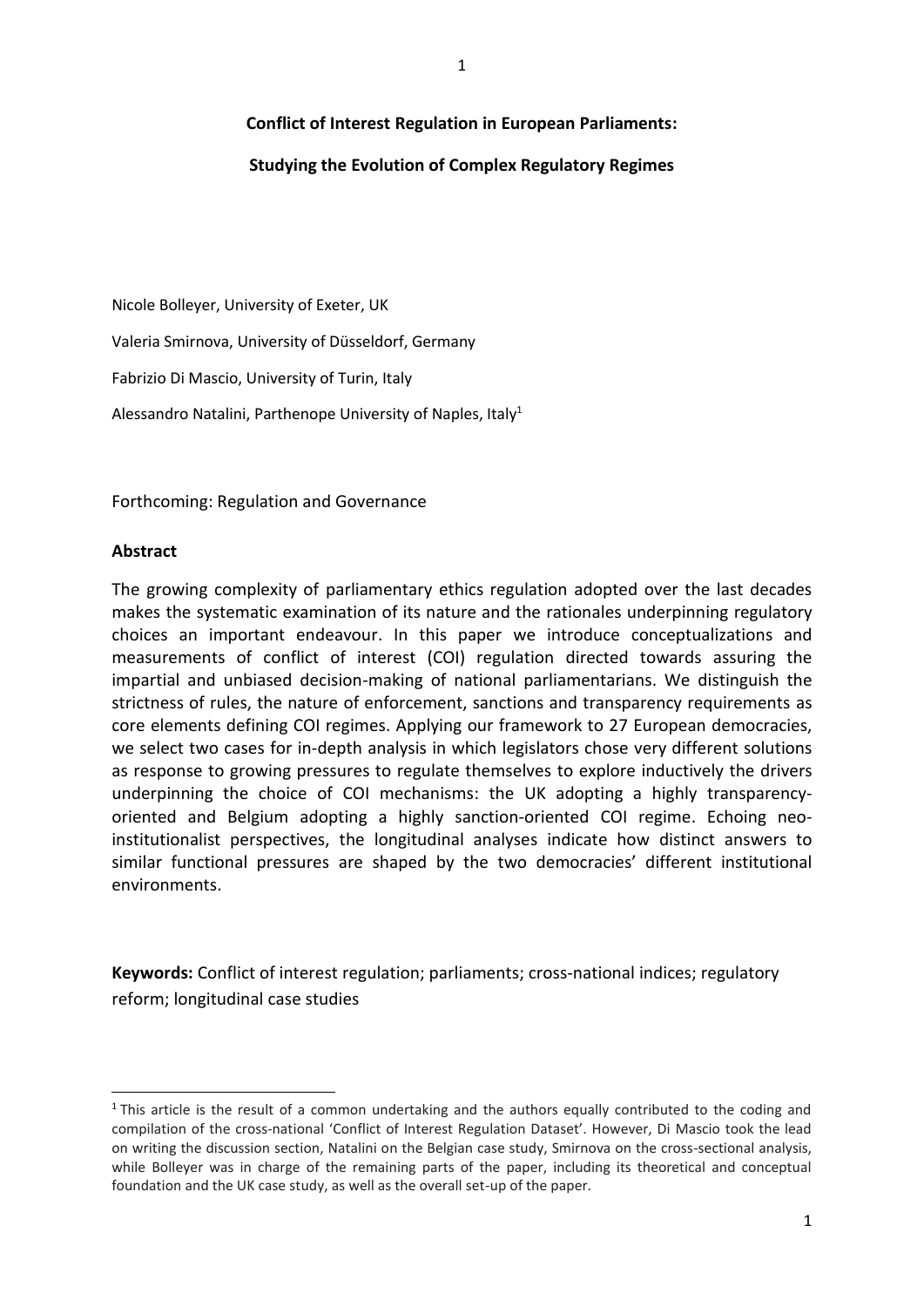# Conflict of Interest Regulation in European Parliaments:

## Studying the Evolution of Complex Regulatory Regimes

Nicole Bolleyer, University of Exeter, UK

Valeria Smirnova, University of Düsseldorf, Germany

Fabrizio Di Mascio, University of Turin, Italy

Alessandro Natalini, Parthenope University of Naples, Italy[1]

Forthcoming: Regulation and Governance

**Abstract**

The growing complexity of parliamentary ethics regulation adopted over the last decades makes the systematic examination of its nature and the rationales underpinning regulatory choices an important endeavour. In this paper we introduce conceptualizations and measurements of conflict of interest (COI) regulation directed towards assuring the impartial and unbiased decision-making of national parliamentarians. We distinguish the strictness of rules, the nature of enforcement, sanctions and transparency requirements as core elements defining COI regimes. Applying our framework to 27 European democracies, we select two cases for in-depth analysis in which legislators chose very different solutions as response to growing pressures to regulate themselves to explore inductively the drivers underpinning the choice of COI mechanisms: the UK adopting a highly transparency-oriented and Belgium adopting a highly sanction-oriented COI regime. Echoing neo-institutionalist perspectives, the longitudinal analyses indicate how distinct answers to similar functional pressures are shaped by the two democracies' different institutional environments.

**Keywords:** Conflict of interest regulation; parliaments; cross-national indices; regulatory reform; longitudinal case studies

[1] This article is the result of a common undertaking and the authors equally contributed to the coding and compilation of the cross-national 'Conflict of Interest Regulation Dataset'. However, Di Mascio took the lead on writing the discussion section, Natalini on the Belgian case study, Smirnova on the cross-sectional analysis, while Bolleyer was in charge of the remaining parts of the paper, including its theoretical and conceptual foundation and the UK case study, as well as the overall set-up of the paper.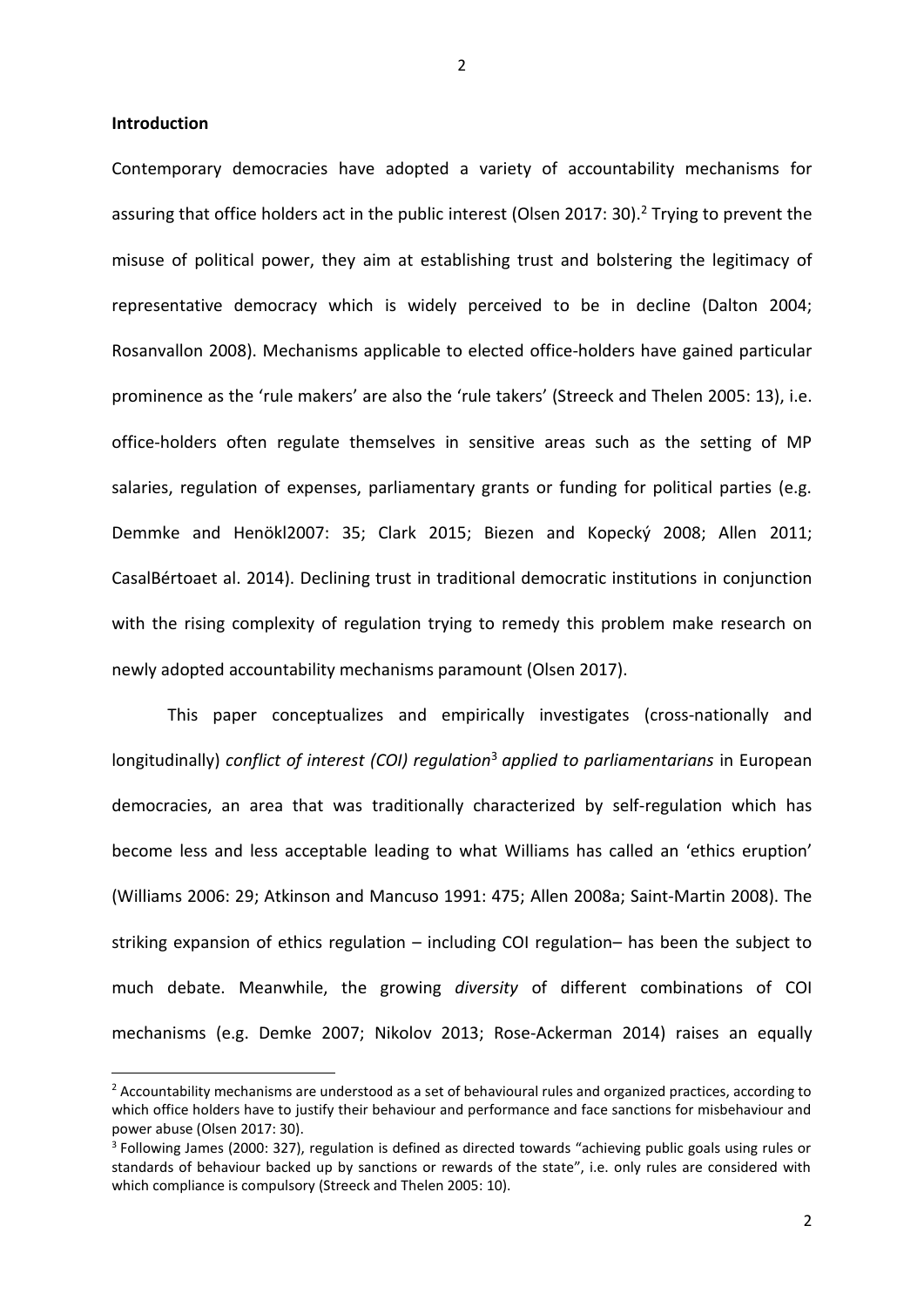**Introduction**

Contemporary democracies have adopted a variety of accountability mechanisms for assuring that office holders act in the public interest (Olsen 2017: 30).[2] Trying to prevent the misuse of political power, they aim at establishing trust and bolstering the legitimacy of representative democracy which is widely perceived to be in decline (Dalton 2004; Rosanvallon 2008). Mechanisms applicable to elected office-holders have gained particular prominence as the 'rule makers' are also the 'rule takers' (Streeck and Thelen 2005: 13), i.e. office-holders often regulate themselves in sensitive areas such as the setting of MP salaries, regulation of expenses, parliamentary grants or funding for political parties (e.g. Demmke and Henökl2007: 35; Clark 2015; Biezen and Kopecký 2008; Allen 2011; CasalBértoaet al. 2014). Declining trust in traditional democratic institutions in conjunction with the rising complexity of regulation trying to remedy this problem make research on newly adopted accountability mechanisms paramount (Olsen 2017).

This paper conceptualizes and empirically investigates (cross-nationally and longitudinally) *conflict of interest (COI) regulation*[3] *applied to parliamentarians* in European democracies, an area that was traditionally characterized by self-regulation which has become less and less acceptable leading to what Williams has called an 'ethics eruption' (Williams 2006: 29; Atkinson and Mancuso 1991: 475; Allen 2008a; Saint-Martin 2008). The striking expansion of ethics regulation – including COI regulation– has been the subject to much debate. Meanwhile, the growing *diversity* of different combinations of COI mechanisms (e.g. Demke 2007; Nikolov 2013; Rose-Ackerman 2014) raises an equally

[2] Accountability mechanisms are understood as a set of behavioural rules and organized practices, according to which office holders have to justify their behaviour and performance and face sanctions for misbehaviour and power abuse (Olsen 2017: 30).

[3] Following James (2000: 327), regulation is defined as directed towards "achieving public goals using rules or standards of behaviour backed up by sanctions or rewards of the state", i.e. only rules are considered with which compliance is compulsory (Streeck and Thelen 2005: 10).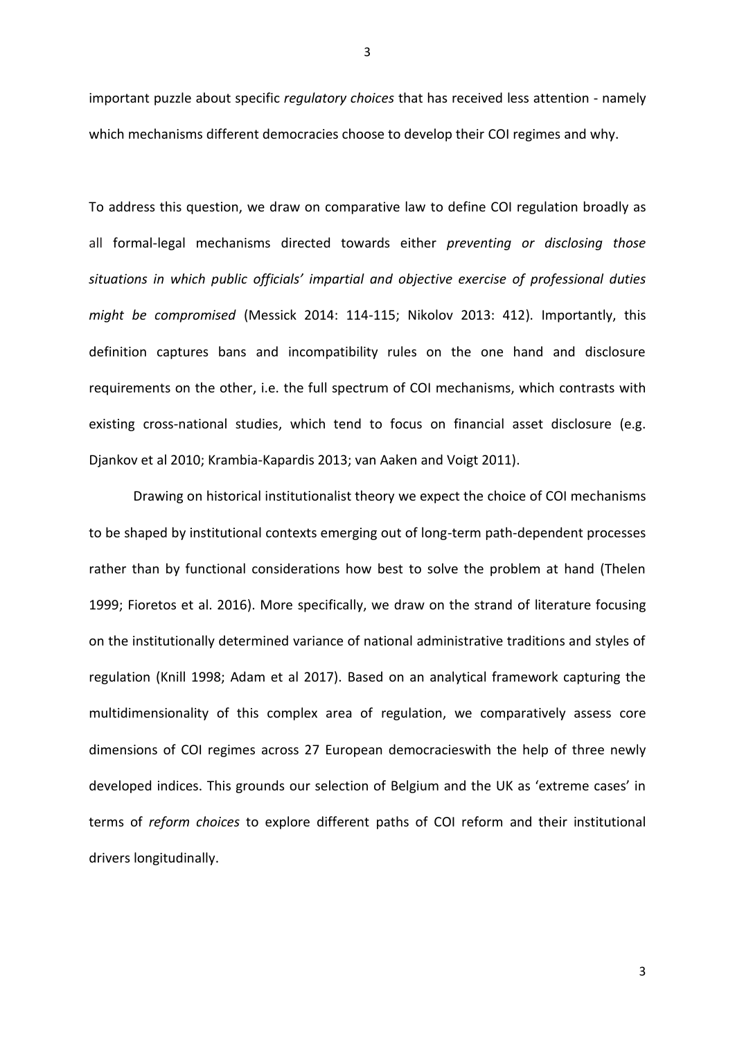important puzzle about specific *regulatory choices* that has received less attention - namely which mechanisms different democracies choose to develop their COI regimes and why.

To address this question, we draw on comparative law to define COI regulation broadly as all formal-legal mechanisms directed towards either *preventing or disclosing those situations in which public officials' impartial and objective exercise of professional duties might be compromised* (Messick 2014: 114-115; Nikolov 2013: 412). Importantly, this definition captures bans and incompatibility rules on the one hand and disclosure requirements on the other, i.e. the full spectrum of COI mechanisms, which contrasts with existing cross-national studies, which tend to focus on financial asset disclosure (e.g. Djankov et al 2010; Krambia-Kapardis 2013; van Aaken and Voigt 2011).

Drawing on historical institutionalist theory we expect the choice of COI mechanisms to be shaped by institutional contexts emerging out of long-term path-dependent processes rather than by functional considerations how best to solve the problem at hand (Thelen 1999; Fioretos et al. 2016). More specifically, we draw on the strand of literature focusing on the institutionally determined variance of national administrative traditions and styles of regulation (Knill 1998; Adam et al 2017). Based on an analytical framework capturing the multidimensionality of this complex area of regulation, we comparatively assess core dimensions of COI regimes across 27 European democracieswith the help of three newly developed indices. This grounds our selection of Belgium and the UK as 'extreme cases' in terms of *reform choices* to explore different paths of COI reform and their institutional drivers longitudinally.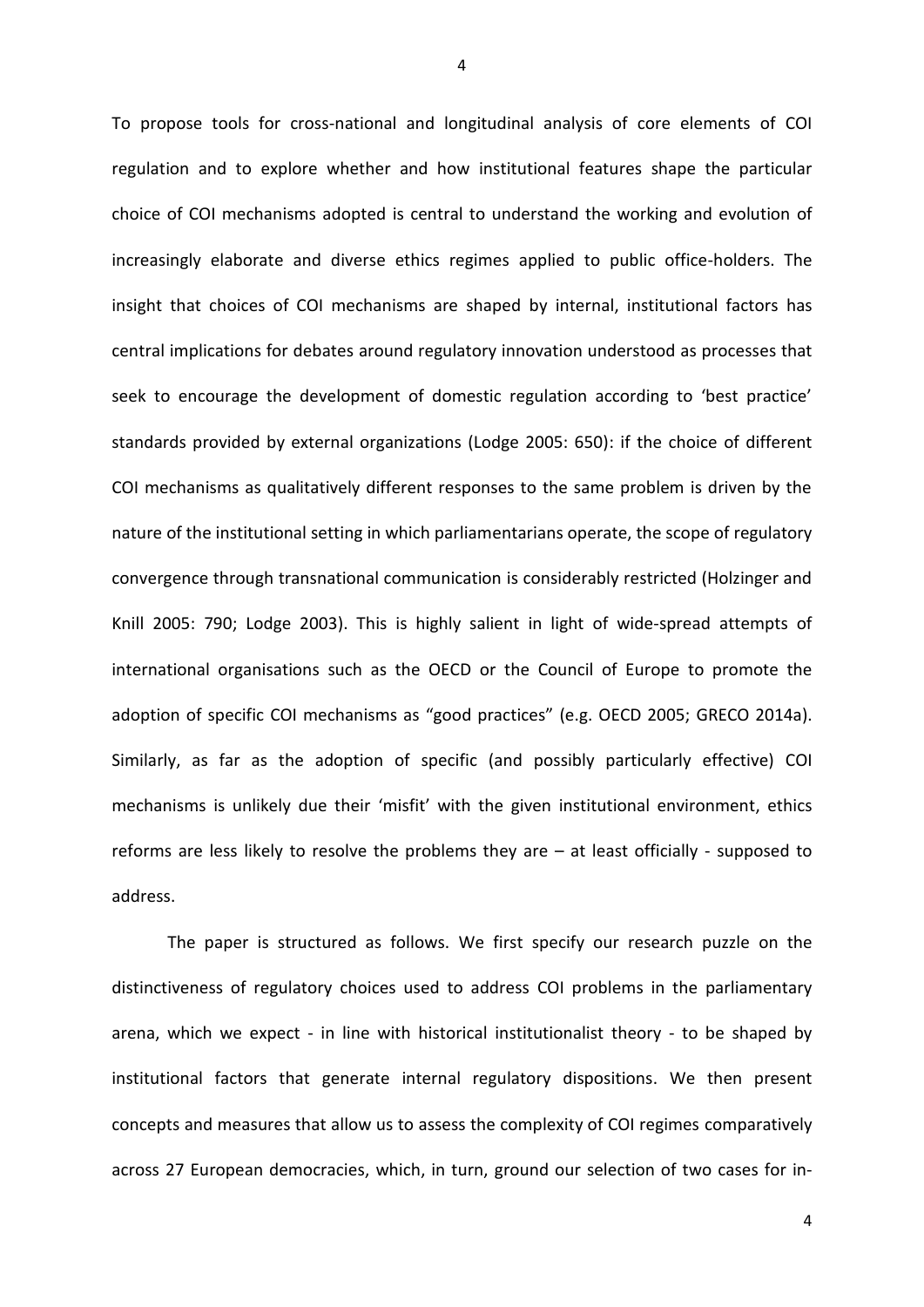To propose tools for cross-national and longitudinal analysis of core elements of COI regulation and to explore whether and how institutional features shape the particular choice of COI mechanisms adopted is central to understand the working and evolution of increasingly elaborate and diverse ethics regimes applied to public office-holders. The insight that choices of COI mechanisms are shaped by internal, institutional factors has central implications for debates around regulatory innovation understood as processes that seek to encourage the development of domestic regulation according to 'best practice' standards provided by external organizations (Lodge 2005: 650): if the choice of different COI mechanisms as qualitatively different responses to the same problem is driven by the nature of the institutional setting in which parliamentarians operate, the scope of regulatory convergence through transnational communication is considerably restricted (Holzinger and Knill 2005: 790; Lodge 2003). This is highly salient in light of wide-spread attempts of international organisations such as the OECD or the Council of Europe to promote the adoption of specific COI mechanisms as "good practices" (e.g. OECD 2005; GRECO 2014a). Similarly, as far as the adoption of specific (and possibly particularly effective) COI mechanisms is unlikely due their 'misfit' with the given institutional environment, ethics reforms are less likely to resolve the problems they are – at least officially - supposed to address.

The paper is structured as follows. We first specify our research puzzle on the distinctiveness of regulatory choices used to address COI problems in the parliamentary arena, which we expect - in line with historical institutionalist theory - to be shaped by institutional factors that generate internal regulatory dispositions. We then present concepts and measures that allow us to assess the complexity of COI regimes comparatively across 27 European democracies, which, in turn, ground our selection of two cases for in-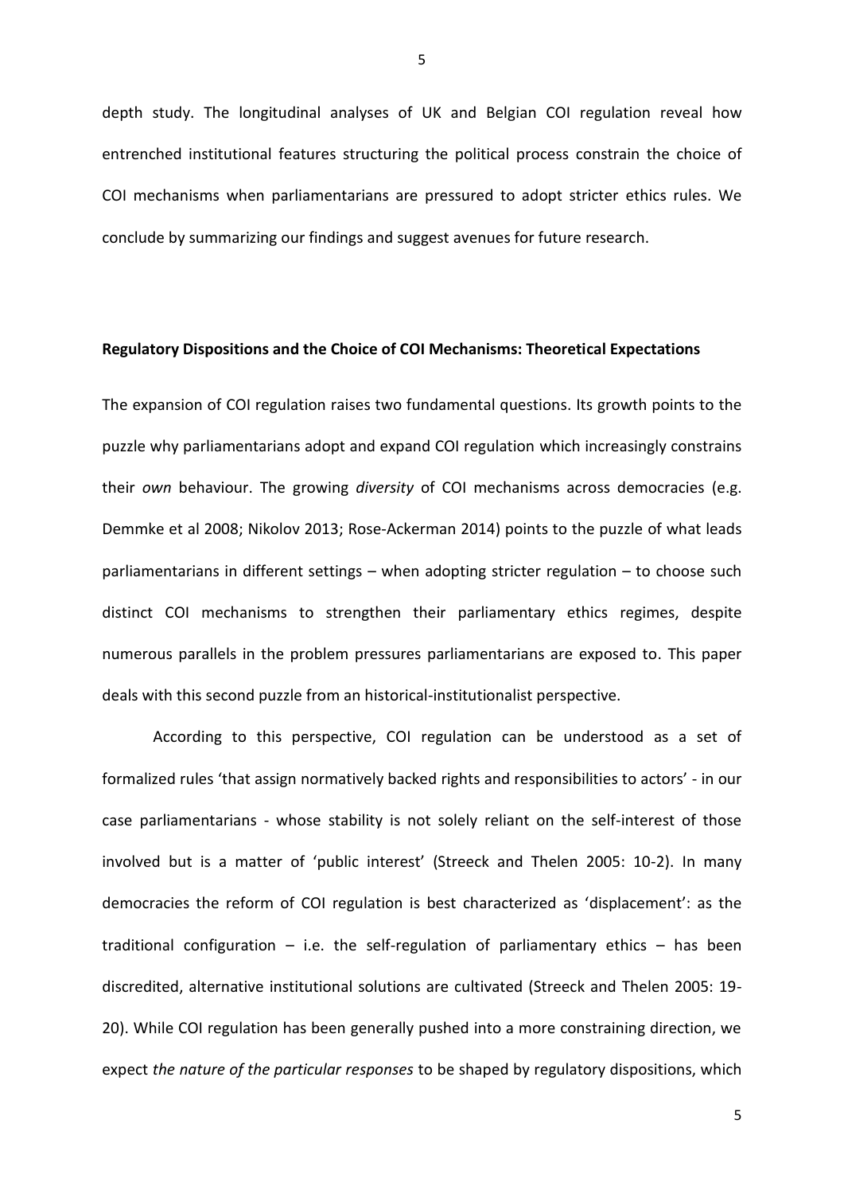depth study. The longitudinal analyses of UK and Belgian COI regulation reveal how entrenched institutional features structuring the political process constrain the choice of COI mechanisms when parliamentarians are pressured to adopt stricter ethics rules. We conclude by summarizing our findings and suggest avenues for future research.

**Regulatory Dispositions and the Choice of COI Mechanisms: Theoretical Expectations**

The expansion of COI regulation raises two fundamental questions. Its growth points to the puzzle why parliamentarians adopt and expand COI regulation which increasingly constrains their *own* behaviour. The growing *diversity* of COI mechanisms across democracies (e.g. Demmke et al 2008; Nikolov 2013; Rose-Ackerman 2014) points to the puzzle of what leads parliamentarians in different settings – when adopting stricter regulation – to choose such distinct COI mechanisms to strengthen their parliamentary ethics regimes, despite numerous parallels in the problem pressures parliamentarians are exposed to. This paper deals with this second puzzle from an historical-institutionalist perspective.

According to this perspective, COI regulation can be understood as a set of formalized rules 'that assign normatively backed rights and responsibilities to actors' - in our case parliamentarians - whose stability is not solely reliant on the self-interest of those involved but is a matter of 'public interest' (Streeck and Thelen 2005: 10-2). In many democracies the reform of COI regulation is best characterized as 'displacement': as the traditional configuration – i.e. the self-regulation of parliamentary ethics – has been discredited, alternative institutional solutions are cultivated (Streeck and Thelen 2005: 19-20). While COI regulation has been generally pushed into a more constraining direction, we expect *the nature of the particular responses* to be shaped by regulatory dispositions, which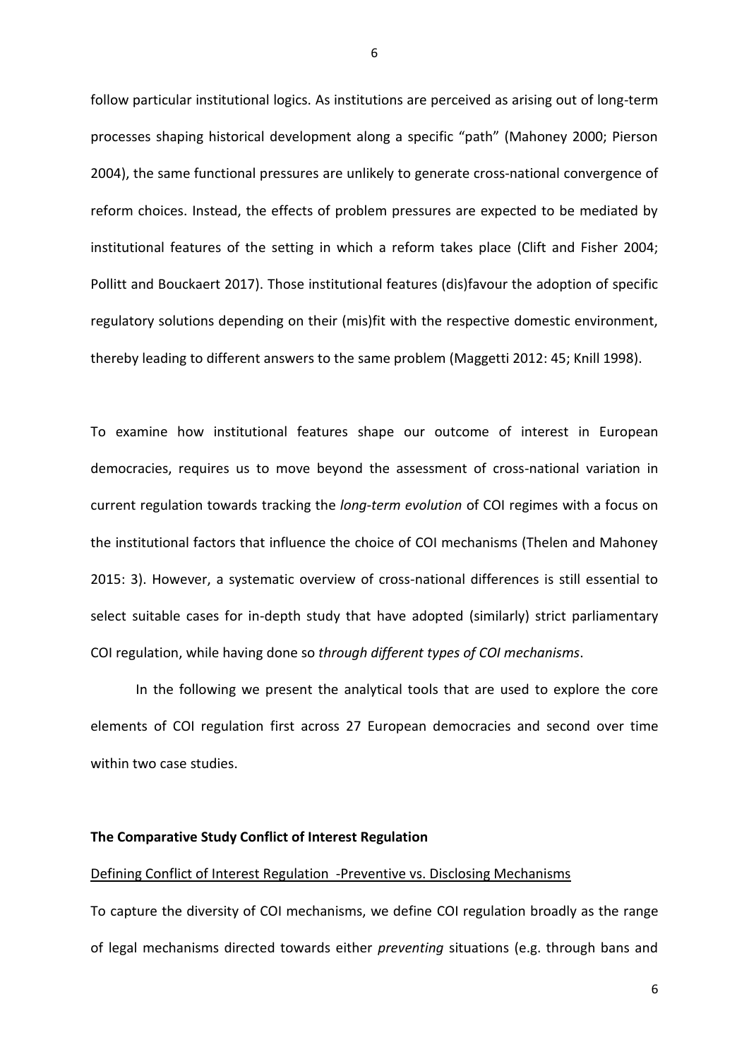follow particular institutional logics. As institutions are perceived as arising out of long-term processes shaping historical development along a specific "path" (Mahoney 2000; Pierson 2004), the same functional pressures are unlikely to generate cross-national convergence of reform choices. Instead, the effects of problem pressures are expected to be mediated by institutional features of the setting in which a reform takes place (Clift and Fisher 2004; Pollitt and Bouckaert 2017). Those institutional features (dis)favour the adoption of specific regulatory solutions depending on their (mis)fit with the respective domestic environment, thereby leading to different answers to the same problem (Maggetti 2012: 45; Knill 1998).

To examine how institutional features shape our outcome of interest in European democracies, requires us to move beyond the assessment of cross-national variation in current regulation towards tracking the *long-term evolution* of COI regimes with a focus on the institutional factors that influence the choice of COI mechanisms (Thelen and Mahoney 2015: 3). However, a systematic overview of cross-national differences is still essential to select suitable cases for in-depth study that have adopted (similarly) strict parliamentary COI regulation, while having done so *through different types of COI mechanisms*.

In the following we present the analytical tools that are used to explore the core elements of COI regulation first across 27 European democracies and second over time within two case studies.

**The Comparative Study Conflict of Interest Regulation**

<u>Defining Conflict of Interest Regulation -Preventive vs. Disclosing Mechanisms</u>

To capture the diversity of COI mechanisms, we define COI regulation broadly as the range of legal mechanisms directed towards either *preventing* situations (e.g. through bans and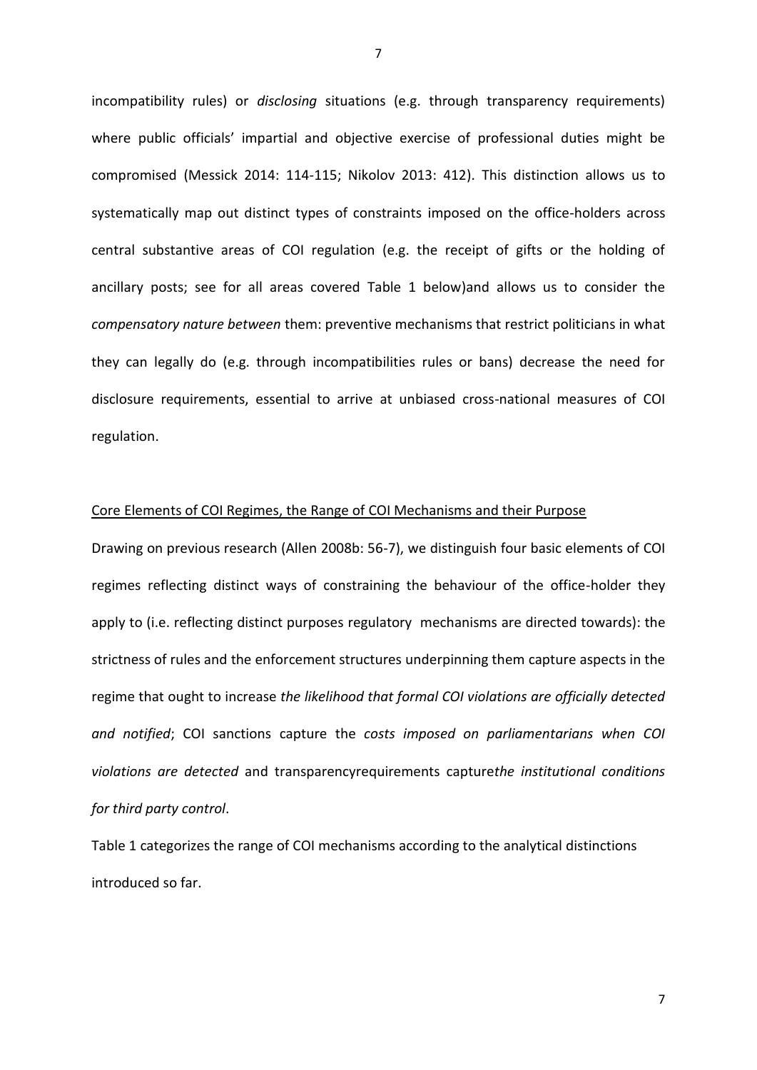incompatibility rules) or *disclosing* situations (e.g. through transparency requirements) where public officials' impartial and objective exercise of professional duties might be compromised (Messick 2014: 114-115; Nikolov 2013: 412). This distinction allows us to systematically map out distinct types of constraints imposed on the office-holders across central substantive areas of COI regulation (e.g. the receipt of gifts or the holding of ancillary posts; see for all areas covered Table 1 below)and allows us to consider the *compensatory nature between* them: preventive mechanisms that restrict politicians in what they can legally do (e.g. through incompatibilities rules or bans) decrease the need for disclosure requirements, essential to arrive at unbiased cross-national measures of COI regulation.

Core Elements of COI Regimes, the Range of COI Mechanisms and their Purpose

Drawing on previous research (Allen 2008b: 56-7), we distinguish four basic elements of COI regimes reflecting distinct ways of constraining the behaviour of the office-holder they apply to (i.e. reflecting distinct purposes regulatory mechanisms are directed towards): the strictness of rules and the enforcement structures underpinning them capture aspects in the regime that ought to increase *the likelihood that formal COI violations are officially detected and notified*; COI sanctions capture the *costs imposed on parliamentarians when COI violations are detected* and transparencyrequirements capture*the institutional conditions for third party control*.

Table 1 categorizes the range of COI mechanisms according to the analytical distinctions introduced so far.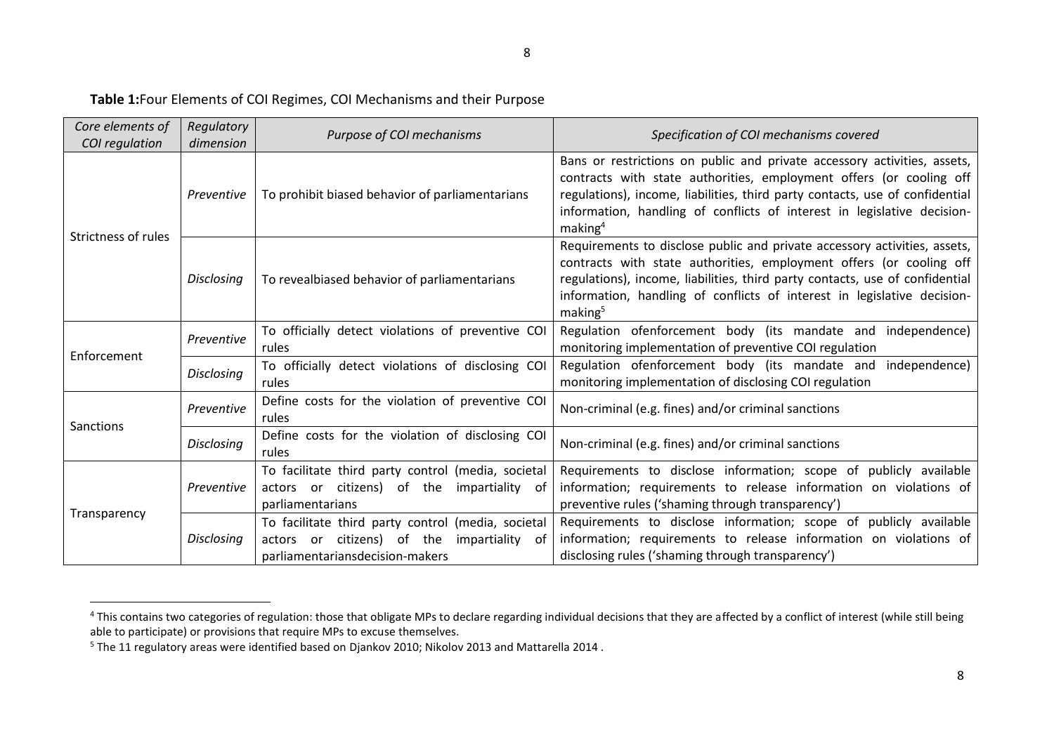**Table 1:**Four Elements of COI Regimes, COI Mechanisms and their Purpose

| *Core elements of COI regulation* | *Regulatory dimension* | *Purpose of COI mechanisms* | *Specification of COI mechanisms covered* |
|---|---|---|---|
| Strictness of rules | *Preventive* | To prohibit biased behavior of parliamentarians | Bans or restrictions on public and private accessory activities, assets, contracts with state authorities, employment offers (or cooling off regulations), income, liabilities, third party contacts, use of confidential information, handling of conflicts of interest in legislative decision-making[4] |
| | *Disclosing* | To revealbiased behavior of parliamentarians | Requirements to disclose public and private accessory activities, assets, contracts with state authorities, employment offers (or cooling off regulations), income, liabilities, third party contacts, use of confidential information, handling of conflicts of interest in legislative decision-making[5] |
| Enforcement | *Preventive* | To officially detect violations of preventive COI rules | Regulation ofenforcement body (its mandate and independence) monitoring implementation of preventive COI regulation |
| | *Disclosing* | To officially detect violations of disclosing COI rules | Regulation ofenforcement body (its mandate and independence) monitoring implementation of disclosing COI regulation |
| Sanctions | *Preventive* | Define costs for the violation of preventive COI rules | Non-criminal (e.g. fines) and/or criminal sanctions |
| | *Disclosing* | Define costs for the violation of disclosing COI rules | Non-criminal (e.g. fines) and/or criminal sanctions |
| Transparency | *Preventive* | To facilitate third party control (media, societal actors or citizens) of the impartiality of parliamentarians | Requirements to disclose information; scope of publicly available information; requirements to release information on violations of preventive rules ('shaming through transparency') |
| | *Disclosing* | To facilitate third party control (media, societal actors or citizens) of the impartiality of parliamentariansdecision-makers | Requirements to disclose information; scope of publicly available information; requirements to release information on violations of disclosing rules ('shaming through transparency') |

[4] This contains two categories of regulation: those that obligate MPs to declare regarding individual decisions that they are affected by a conflict of interest (while still being able to participate) or provisions that require MPs to excuse themselves.

[5] The 11 regulatory areas were identified based on Djankov 2010; Nikolov 2013 and Mattarella 2014 .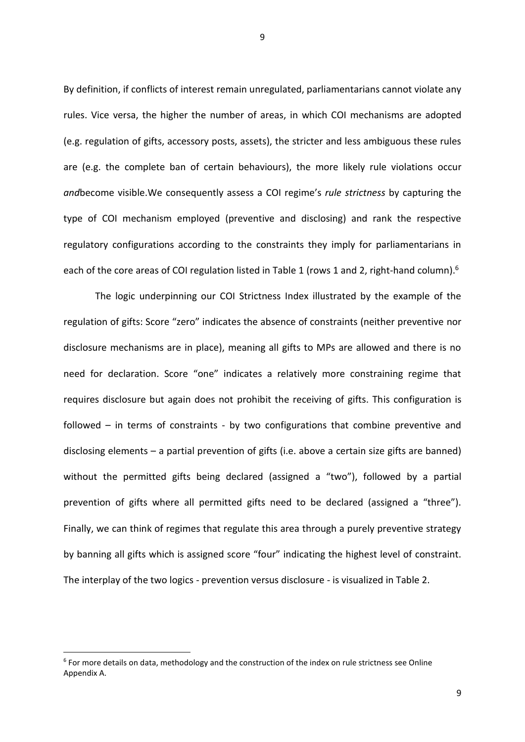By definition, if conflicts of interest remain unregulated, parliamentarians cannot violate any rules. Vice versa, the higher the number of areas, in which COI mechanisms are adopted (e.g. regulation of gifts, accessory posts, assets), the stricter and less ambiguous these rules are (e.g. the complete ban of certain behaviours), the more likely rule violations occur *and*become visible.We consequently assess a COI regime's *rule strictness* by capturing the type of COI mechanism employed (preventive and disclosing) and rank the respective regulatory configurations according to the constraints they imply for parliamentarians in each of the core areas of COI regulation listed in Table 1 (rows 1 and 2, right-hand column).[6]

The logic underpinning our COI Strictness Index illustrated by the example of the regulation of gifts: Score "zero" indicates the absence of constraints (neither preventive nor disclosure mechanisms are in place), meaning all gifts to MPs are allowed and there is no need for declaration. Score "one" indicates a relatively more constraining regime that requires disclosure but again does not prohibit the receiving of gifts. This configuration is followed – in terms of constraints - by two configurations that combine preventive and disclosing elements – a partial prevention of gifts (i.e. above a certain size gifts are banned) without the permitted gifts being declared (assigned a "two"), followed by a partial prevention of gifts where all permitted gifts need to be declared (assigned a "three"). Finally, we can think of regimes that regulate this area through a purely preventive strategy by banning all gifts which is assigned score "four" indicating the highest level of constraint. The interplay of the two logics - prevention versus disclosure - is visualized in Table 2.

[6] For more details on data, methodology and the construction of the index on rule strictness see Online Appendix A.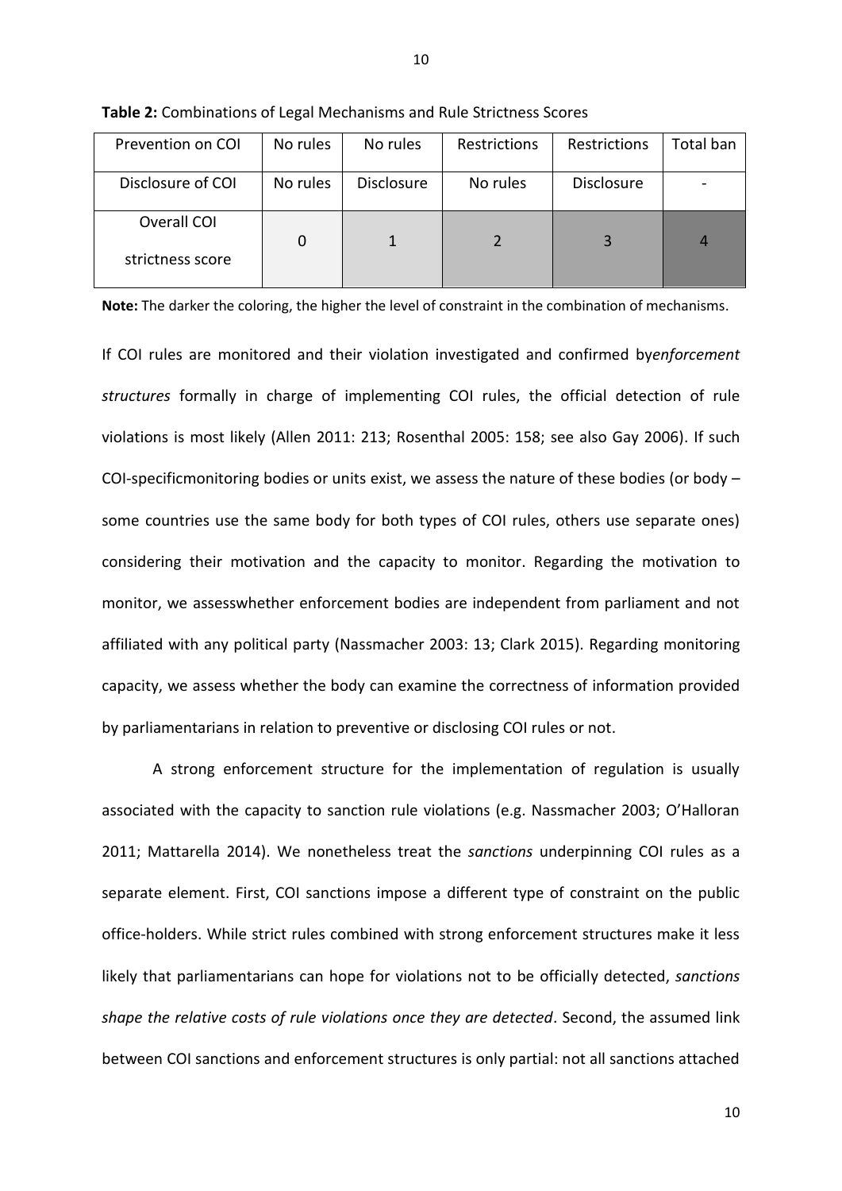**Table 2:** Combinations of Legal Mechanisms and Rule Strictness Scores

| Prevention on COI | No rules | No rules | Restrictions | Restrictions | Total ban |
|---|---|---|---|---|---|
| Disclosure of COI | No rules | Disclosure | No rules | Disclosure | - |
| Overall COI strictness score | 0 | 1 | 2 | 3 | 4 |

**Note:** The darker the coloring, the higher the level of constraint in the combination of mechanisms.

If COI rules are monitored and their violation investigated and confirmed by*enforcement structures* formally in charge of implementing COI rules, the official detection of rule violations is most likely (Allen 2011: 213; Rosenthal 2005: 158; see also Gay 2006). If such COI-specificmonitoring bodies or units exist, we assess the nature of these bodies (or body – some countries use the same body for both types of COI rules, others use separate ones) considering their motivation and the capacity to monitor. Regarding the motivation to monitor, we assesswhether enforcement bodies are independent from parliament and not affiliated with any political party (Nassmacher 2003: 13; Clark 2015). Regarding monitoring capacity, we assess whether the body can examine the correctness of information provided by parliamentarians in relation to preventive or disclosing COI rules or not.

A strong enforcement structure for the implementation of regulation is usually associated with the capacity to sanction rule violations (e.g. Nassmacher 2003; O'Halloran 2011; Mattarella 2014). We nonetheless treat the *sanctions* underpinning COI rules as a separate element. First, COI sanctions impose a different type of constraint on the public office-holders. While strict rules combined with strong enforcement structures make it less likely that parliamentarians can hope for violations not to be officially detected, *sanctions shape the relative costs of rule violations once they are detected*. Second, the assumed link between COI sanctions and enforcement structures is only partial: not all sanctions attached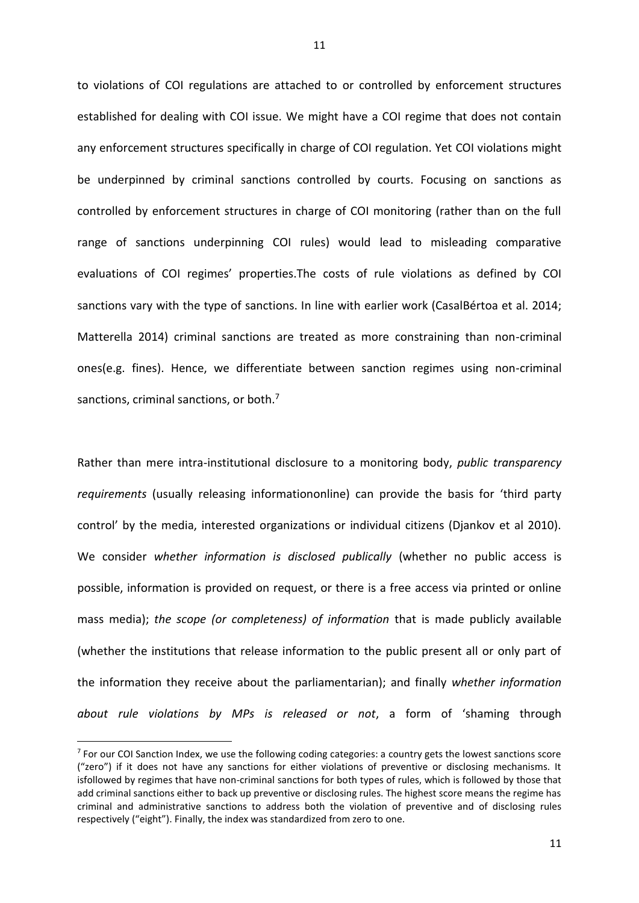to violations of COI regulations are attached to or controlled by enforcement structures established for dealing with COI issue. We might have a COI regime that does not contain any enforcement structures specifically in charge of COI regulation. Yet COI violations might be underpinned by criminal sanctions controlled by courts. Focusing on sanctions as controlled by enforcement structures in charge of COI monitoring (rather than on the full range of sanctions underpinning COI rules) would lead to misleading comparative evaluations of COI regimes' properties.The costs of rule violations as defined by COI sanctions vary with the type of sanctions. In line with earlier work (CasalBértoa et al. 2014; Matterella 2014) criminal sanctions are treated as more constraining than non-criminal ones(e.g. fines). Hence, we differentiate between sanction regimes using non-criminal sanctions, criminal sanctions, or both.[7]

Rather than mere intra-institutional disclosure to a monitoring body, *public transparency requirements* (usually releasing informationonline) can provide the basis for 'third party control' by the media, interested organizations or individual citizens (Djankov et al 2010). We consider *whether information is disclosed publically* (whether no public access is possible, information is provided on request, or there is a free access via printed or online mass media); *the scope (or completeness) of information* that is made publicly available (whether the institutions that release information to the public present all or only part of the information they receive about the parliamentarian); and finally *whether information about rule violations by MPs is released or not*, a form of 'shaming through

[7] For our COI Sanction Index, we use the following coding categories: a country gets the lowest sanctions score ("zero") if it does not have any sanctions for either violations of preventive or disclosing mechanisms. It isfollowed by regimes that have non-criminal sanctions for both types of rules, which is followed by those that add criminal sanctions either to back up preventive or disclosing rules. The highest score means the regime has criminal and administrative sanctions to address both the violation of preventive and of disclosing rules respectively ("eight"). Finally, the index was standardized from zero to one.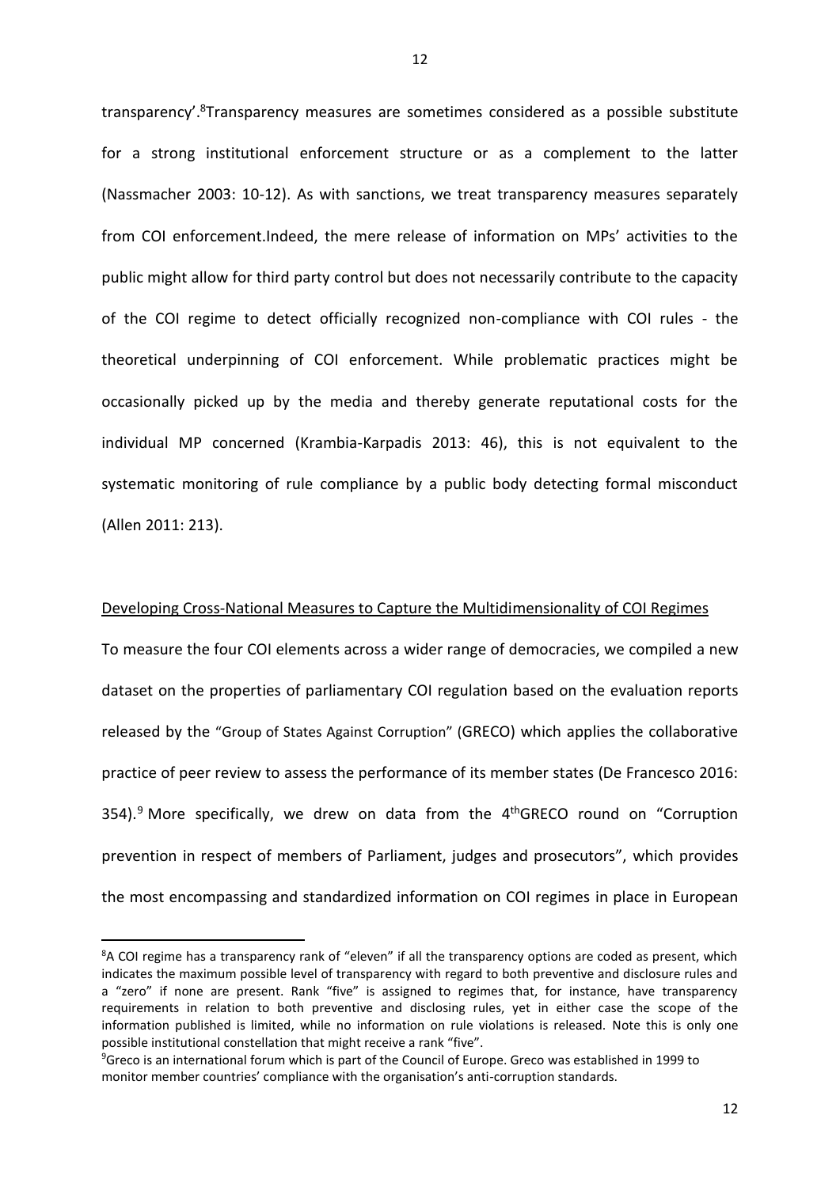transparency'.[8] Transparency measures are sometimes considered as a possible substitute for a strong institutional enforcement structure or as a complement to the latter (Nassmacher 2003: 10-12). As with sanctions, we treat transparency measures separately from COI enforcement.Indeed, the mere release of information on MPs' activities to the public might allow for third party control but does not necessarily contribute to the capacity of the COI regime to detect officially recognized non-compliance with COI rules - the theoretical underpinning of COI enforcement. While problematic practices might be occasionally picked up by the media and thereby generate reputational costs for the individual MP concerned (Krambia-Karpadis 2013: 46), this is not equivalent to the systematic monitoring of rule compliance by a public body detecting formal misconduct (Allen 2011: 213).

## Developing Cross-National Measures to Capture the Multidimensionality of COI Regimes

To measure the four COI elements across a wider range of democracies, we compiled a new dataset on the properties of parliamentary COI regulation based on the evaluation reports released by the "Group of States Against Corruption" (GRECO) which applies the collaborative practice of peer review to assess the performance of its member states (De Francesco 2016: 354).[9] More specifically, we drew on data from the 4th GRECO round on "Corruption prevention in respect of members of Parliament, judges and prosecutors", which provides the most encompassing and standardized information on COI regimes in place in European

[8] A COI regime has a transparency rank of "eleven" if all the transparency options are coded as present, which indicates the maximum possible level of transparency with regard to both preventive and disclosure rules and a "zero" if none are present. Rank "five" is assigned to regimes that, for instance, have transparency requirements in relation to both preventive and disclosing rules, yet in either case the scope of the information published is limited, while no information on rule violations is released. Note this is only one possible institutional constellation that might receive a rank "five".

[9] Greco is an international forum which is part of the Council of Europe. Greco was established in 1999 to monitor member countries' compliance with the organisation's anti-corruption standards.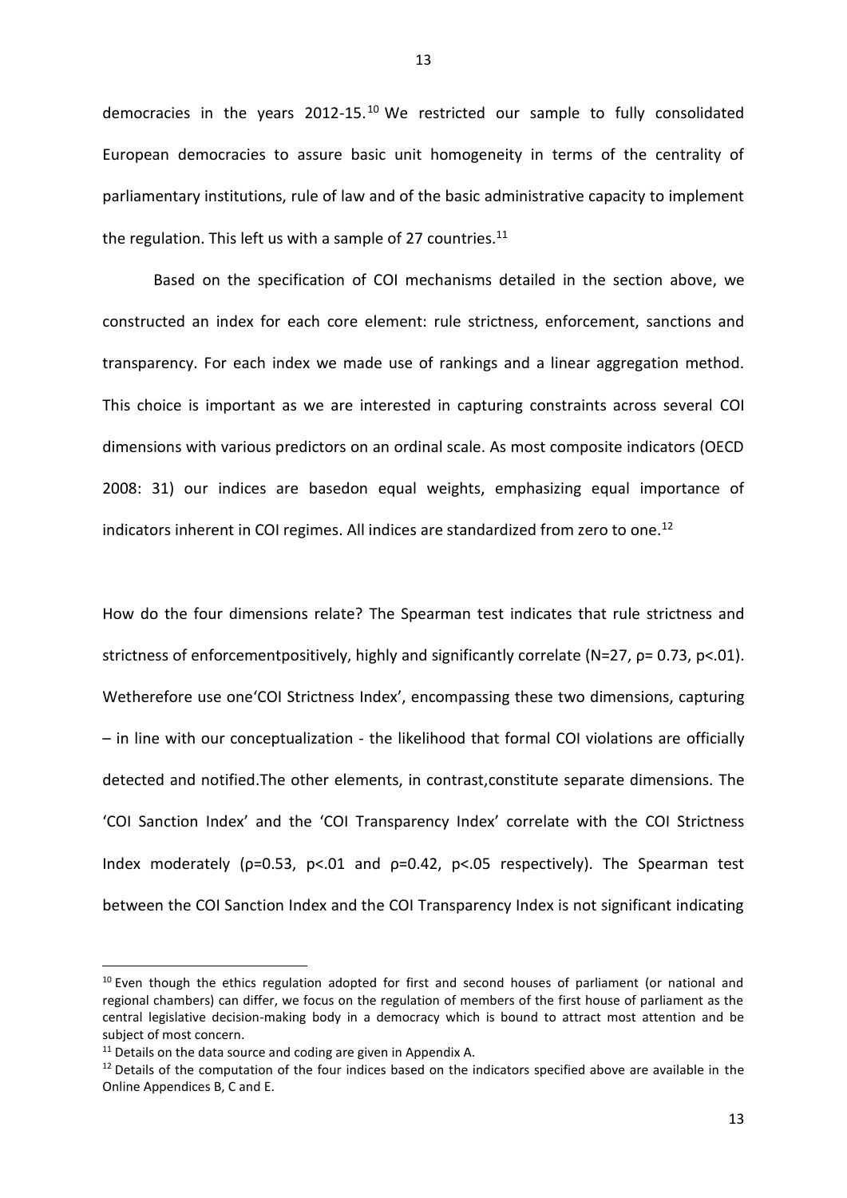democracies in the years 2012-15.[10] We restricted our sample to fully consolidated European democracies to assure basic unit homogeneity in terms of the centrality of parliamentary institutions, rule of law and of the basic administrative capacity to implement the regulation. This left us with a sample of 27 countries.[11]

Based on the specification of COI mechanisms detailed in the section above, we constructed an index for each core element: rule strictness, enforcement, sanctions and transparency. For each index we made use of rankings and a linear aggregation method. This choice is important as we are interested in capturing constraints across several COI dimensions with various predictors on an ordinal scale. As most composite indicators (OECD 2008: 31) our indices are basedon equal weights, emphasizing equal importance of indicators inherent in COI regimes. All indices are standardized from zero to one.[12]

How do the four dimensions relate? The Spearman test indicates that rule strictness and strictness of enforcementpositively, highly and significantly correlate (N=27, $\rho$= 0.73, p<.01). Wetherefore use one'COI Strictness Index', encompassing these two dimensions, capturing – in line with our conceptualization - the likelihood that formal COI violations are officially detected and notified.The other elements, in contrast,constitute separate dimensions. The 'COI Sanction Index' and the 'COI Transparency Index' correlate with the COI Strictness Index moderately ($\rho$=0.53, p<.01 and $\rho$=0.42, p<.05 respectively). The Spearman test between the COI Sanction Index and the COI Transparency Index is not significant indicating

---

[10] Even though the ethics regulation adopted for first and second houses of parliament (or national and regional chambers) can differ, we focus on the regulation of members of the first house of parliament as the central legislative decision-making body in a democracy which is bound to attract most attention and be subject of most concern.

[11] Details on the data source and coding are given in Appendix A.

[12] Details of the computation of the four indices based on the indicators specified above are available in the Online Appendices B, C and E.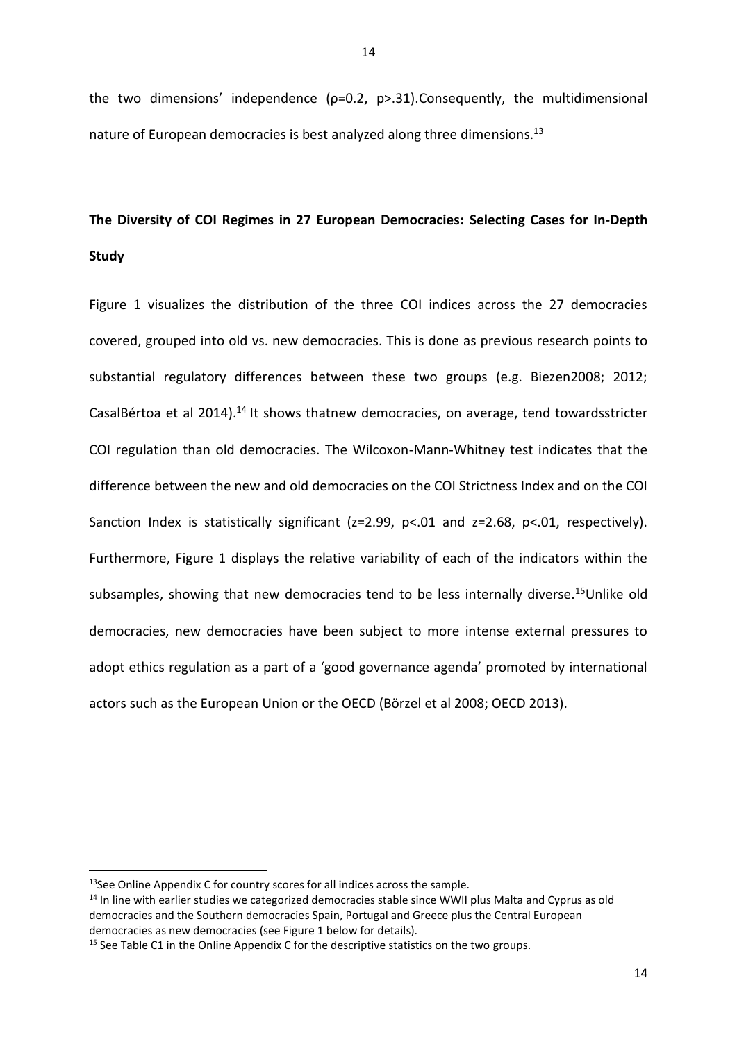the two dimensions' independence ($\rho=0.2$, $p>.31$).Consequently, the multidimensional nature of European democracies is best analyzed along three dimensions.[13]

## The Diversity of COI Regimes in 27 European Democracies: Selecting Cases for In-Depth Study

Figure 1 visualizes the distribution of the three COI indices across the 27 democracies covered, grouped into old vs. new democracies. This is done as previous research points to substantial regulatory differences between these two groups (e.g. Biezen2008; 2012; CasalBértoa et al 2014).[14] It shows thatnew democracies, on average, tend towardsstricter COI regulation than old democracies. The Wilcoxon-Mann-Whitney test indicates that the difference between the new and old democracies on the COI Strictness Index and on the COI Sanction Index is statistically significant ($z=2.99$, $p<.01$ and $z=2.68$, $p<.01$, respectively). Furthermore, Figure 1 displays the relative variability of each of the indicators within the subsamples, showing that new democracies tend to be less internally diverse.[15]Unlike old democracies, new democracies have been subject to more intense external pressures to adopt ethics regulation as a part of a 'good governance agenda' promoted by international actors such as the European Union or the OECD (Börzel et al 2008; OECD 2013).

---

[13]See Online Appendix C for country scores for all indices across the sample.

[14] In line with earlier studies we categorized democracies stable since WWII plus Malta and Cyprus as old democracies and the Southern democracies Spain, Portugal and Greece plus the Central European democracies as new democracies (see Figure 1 below for details).

[15] See Table C1 in the Online Appendix C for the descriptive statistics on the two groups.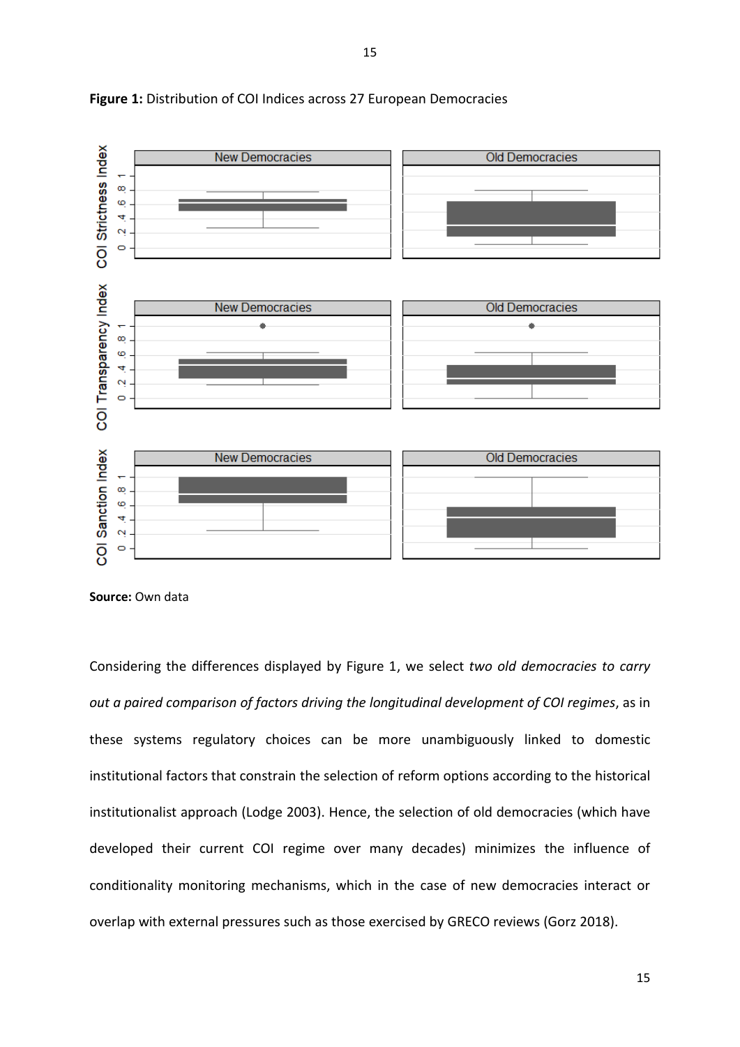**Figure 1:** Distribution of COI Indices across 27 European Democracies

**Source:** Own data

Considering the differences displayed by Figure 1, we select *two old democracies to carry out a paired comparison of factors driving the longitudinal development of COI regimes*, as in these systems regulatory choices can be more unambiguously linked to domestic institutional factors that constrain the selection of reform options according to the historical institutionalist approach (Lodge 2003). Hence, the selection of old democracies (which have developed their current COI regime over many decades) minimizes the influence of conditionality monitoring mechanisms, which in the case of new democracies interact or overlap with external pressures such as those exercised by GRECO reviews (Gorz 2018).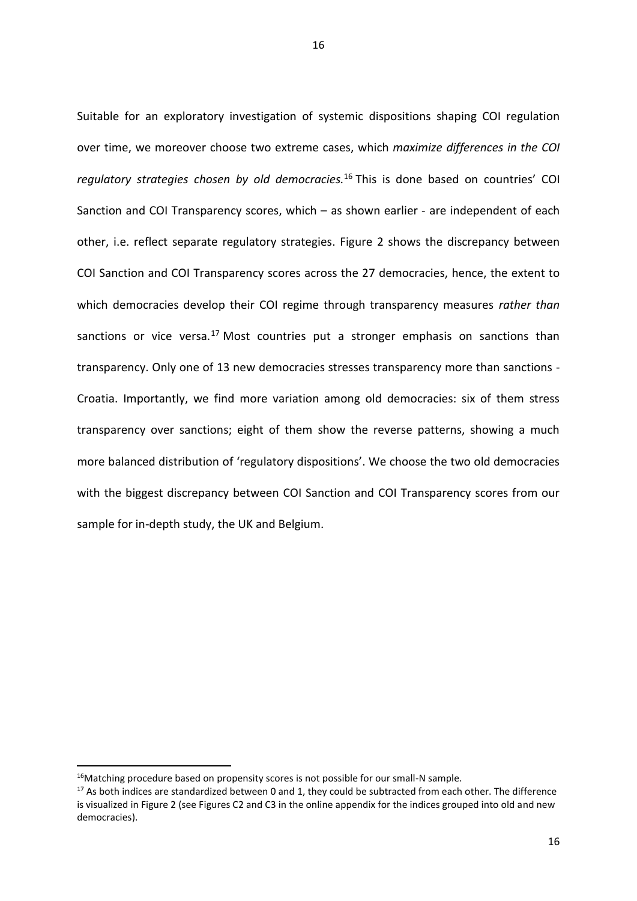Suitable for an exploratory investigation of systemic dispositions shaping COI regulation over time, we moreover choose two extreme cases, which *maximize differences in the COI regulatory strategies chosen by old democracies.*[16] This is done based on countries' COI Sanction and COI Transparency scores, which – as shown earlier - are independent of each other, i.e. reflect separate regulatory strategies. Figure 2 shows the discrepancy between COI Sanction and COI Transparency scores across the 27 democracies, hence, the extent to which democracies develop their COI regime through transparency measures *rather than* sanctions or vice versa.[17] Most countries put a stronger emphasis on sanctions than transparency. Only one of 13 new democracies stresses transparency more than sanctions - Croatia. Importantly, we find more variation among old democracies: six of them stress transparency over sanctions; eight of them show the reverse patterns, showing a much more balanced distribution of 'regulatory dispositions'. We choose the two old democracies with the biggest discrepancy between COI Sanction and COI Transparency scores from our sample for in-depth study, the UK and Belgium.

---

[16] Matching procedure based on propensity scores is not possible for our small-N sample.

[17] As both indices are standardized between 0 and 1, they could be subtracted from each other. The difference is visualized in Figure 2 (see Figures C2 and C3 in the online appendix for the indices grouped into old and new democracies).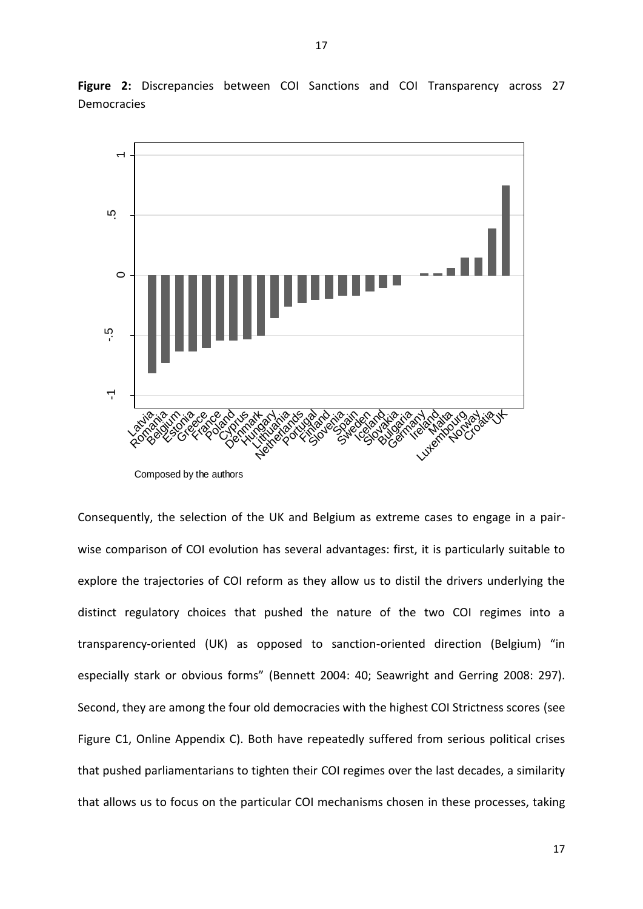**Figure 2:** Discrepancies between COI Sanctions and COI Transparency across 27 Democracies

Composed by the authors

Consequently, the selection of the UK and Belgium as extreme cases to engage in a pair-wise comparison of COI evolution has several advantages: first, it is particularly suitable to explore the trajectories of COI reform as they allow us to distil the drivers underlying the distinct regulatory choices that pushed the nature of the two COI regimes into a transparency-oriented (UK) as opposed to sanction-oriented direction (Belgium) "in especially stark or obvious forms" (Bennett 2004: 40; Seawright and Gerring 2008: 297). Second, they are among the four old democracies with the highest COI Strictness scores (see Figure C1, Online Appendix C). Both have repeatedly suffered from serious political crises that pushed parliamentarians to tighten their COI regimes over the last decades, a similarity that allows us to focus on the particular COI mechanisms chosen in these processes, taking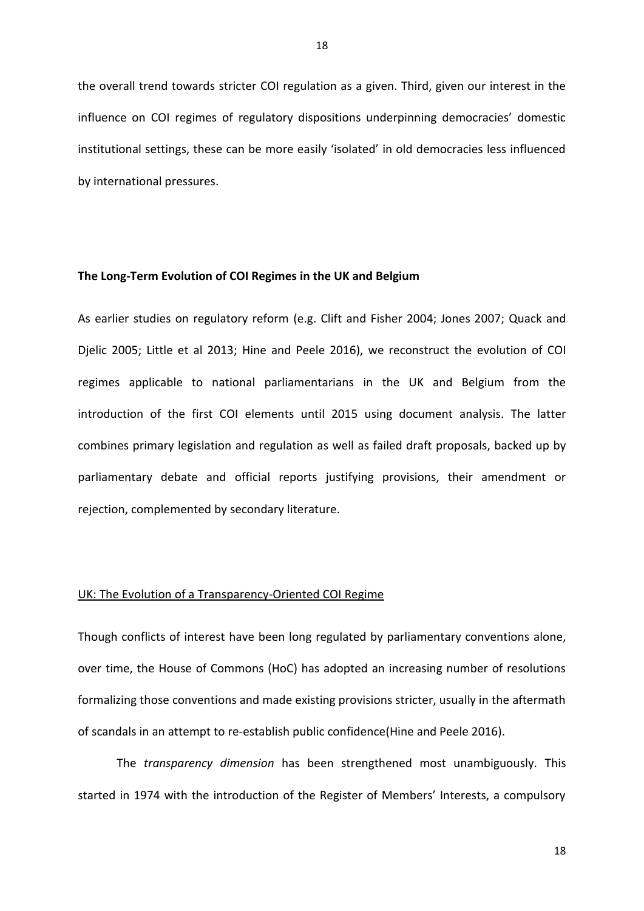the overall trend towards stricter COI regulation as a given. Third, given our interest in the influence on COI regimes of regulatory dispositions underpinning democracies' domestic institutional settings, these can be more easily 'isolated' in old democracies less influenced by international pressures.

## The Long-Term Evolution of COI Regimes in the UK and Belgium

As earlier studies on regulatory reform (e.g. Clift and Fisher 2004; Jones 2007; Quack and Djelic 2005; Little et al 2013; Hine and Peele 2016), we reconstruct the evolution of COI regimes applicable to national parliamentarians in the UK and Belgium from the introduction of the first COI elements until 2015 using document analysis. The latter combines primary legislation and regulation as well as failed draft proposals, backed up by parliamentary debate and official reports justifying provisions, their amendment or rejection, complemented by secondary literature.

### UK: The Evolution of a Transparency-Oriented COI Regime

Though conflicts of interest have been long regulated by parliamentary conventions alone, over time, the House of Commons (HoC) has adopted an increasing number of resolutions formalizing those conventions and made existing provisions stricter, usually in the aftermath of scandals in an attempt to re-establish public confidence(Hine and Peele 2016).

The *transparency dimension* has been strengthened most unambiguously. This started in 1974 with the introduction of the Register of Members' Interests, a compulsory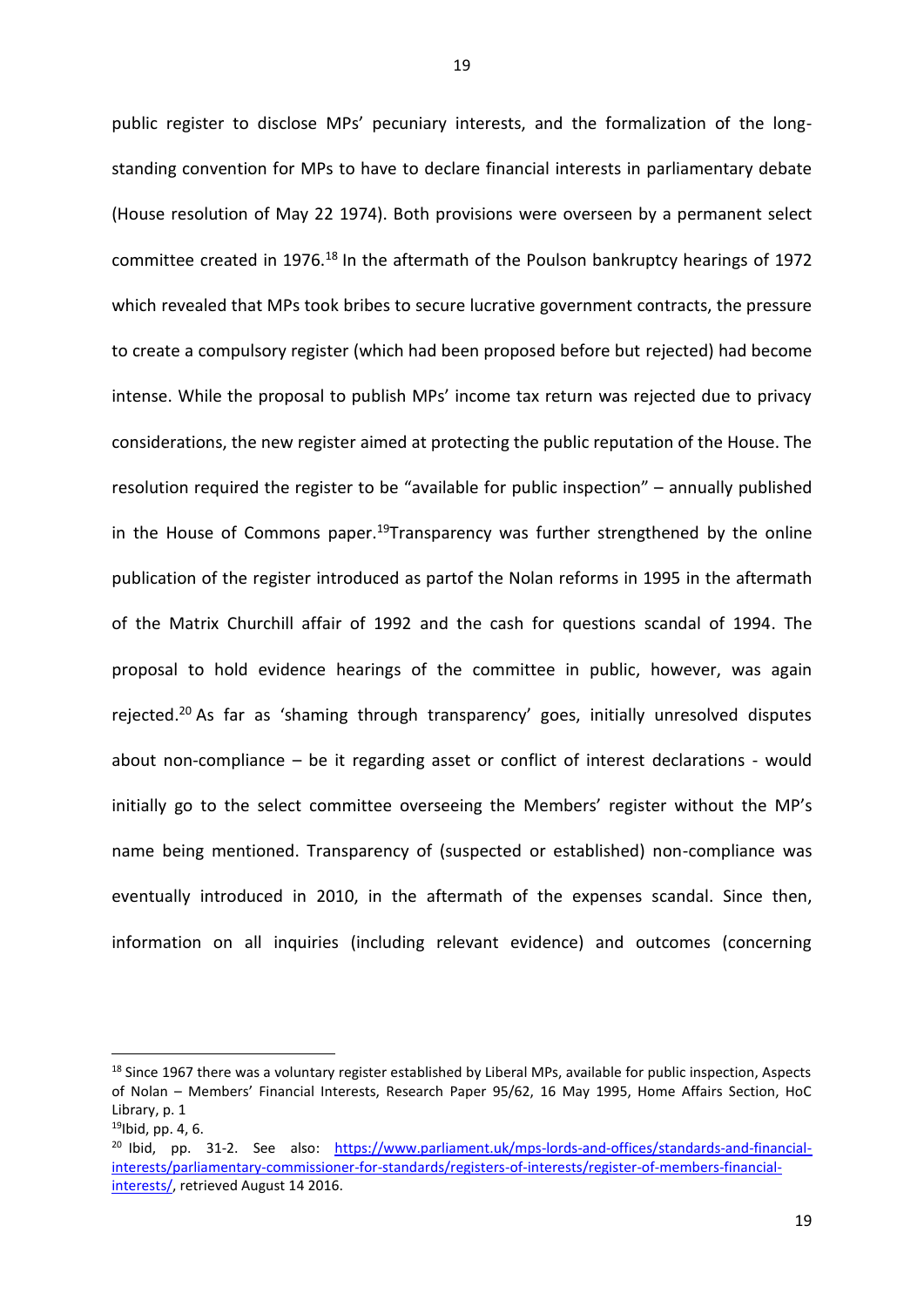public register to disclose MPs' pecuniary interests, and the formalization of the long-standing convention for MPs to have to declare financial interests in parliamentary debate (House resolution of May 22 1974). Both provisions were overseen by a permanent select committee created in 1976.[18] In the aftermath of the Poulson bankruptcy hearings of 1972 which revealed that MPs took bribes to secure lucrative government contracts, the pressure to create a compulsory register (which had been proposed before but rejected) had become intense. While the proposal to publish MPs' income tax return was rejected due to privacy considerations, the new register aimed at protecting the public reputation of the House. The resolution required the register to be "available for public inspection" – annually published in the House of Commons paper.[19]Transparency was further strengthened by the online publication of the register introduced as partof the Nolan reforms in 1995 in the aftermath of the Matrix Churchill affair of 1992 and the cash for questions scandal of 1994. The proposal to hold evidence hearings of the committee in public, however, was again rejected.[20] As far as 'shaming through transparency' goes, initially unresolved disputes about non-compliance – be it regarding asset or conflict of interest declarations - would initially go to the select committee overseeing the Members' register without the MP's name being mentioned. Transparency of (suspected or established) non-compliance was eventually introduced in 2010, in the aftermath of the expenses scandal. Since then, information on all inquiries (including relevant evidence) and outcomes (concerning

---

[18] Since 1967 there was a voluntary register established by Liberal MPs, available for public inspection, Aspects of Nolan – Members' Financial Interests, Research Paper 95/62, 16 May 1995, Home Affairs Section, HoC Library, p. 1

[19]Ibid, pp. 4, 6.

[20] Ibid, pp. 31-2. See also: [https://www.parliament.uk/mps-lords-and-offices/standards-and-financial-interests/parliamentary-commissioner-for-standards/registers-of-interests/register-of-members-financial-interests/](https://www.parliament.uk/mps-lords-and-offices/standards-and-financial-interests/parliamentary-commissioner-for-standards/registers-of-interests/register-of-members-financial-interests/), retrieved August 14 2016.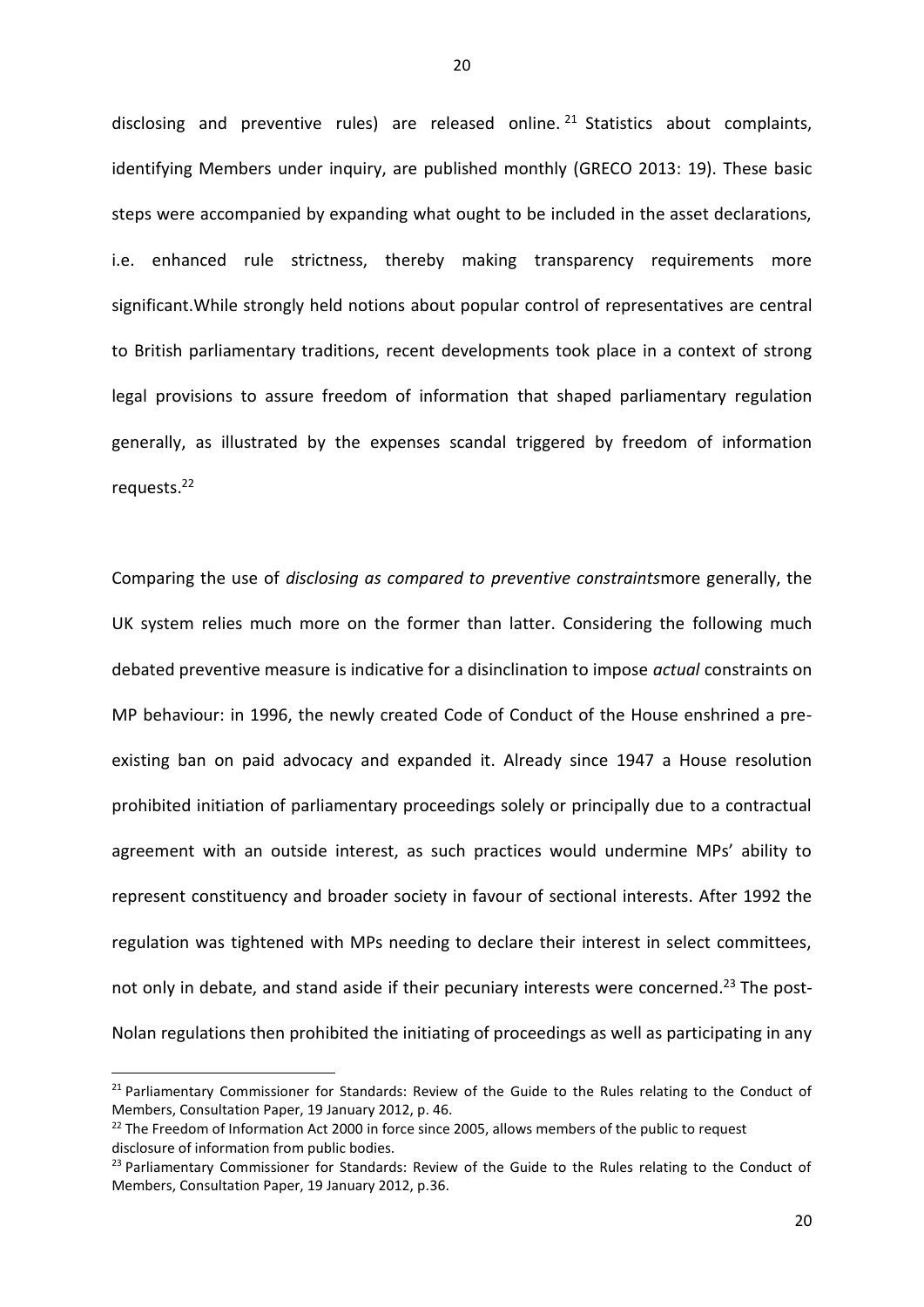disclosing and preventive rules) are released online.[21] Statistics about complaints, identifying Members under inquiry, are published monthly (GRECO 2013: 19). These basic steps were accompanied by expanding what ought to be included in the asset declarations, i.e. enhanced rule strictness, thereby making transparency requirements more significant.While strongly held notions about popular control of representatives are central to British parliamentary traditions, recent developments took place in a context of strong legal provisions to assure freedom of information that shaped parliamentary regulation generally, as illustrated by the expenses scandal triggered by freedom of information requests.[22]

Comparing the use of *disclosing as compared to preventive constraints*more generally, the UK system relies much more on the former than latter. Considering the following much debated preventive measure is indicative for a disinclination to impose *actual* constraints on MP behaviour: in 1996, the newly created Code of Conduct of the House enshrined a pre-existing ban on paid advocacy and expanded it. Already since 1947 a House resolution prohibited initiation of parliamentary proceedings solely or principally due to a contractual agreement with an outside interest, as such practices would undermine MPs' ability to represent constituency and broader society in favour of sectional interests. After 1992 the regulation was tightened with MPs needing to declare their interest in select committees, not only in debate, and stand aside if their pecuniary interests were concerned.[23] The post-Nolan regulations then prohibited the initiating of proceedings as well as participating in any

---

[21] Parliamentary Commissioner for Standards: Review of the Guide to the Rules relating to the Conduct of Members, Consultation Paper, 19 January 2012, p. 46.

[22] The Freedom of Information Act 2000 in force since 2005, allows members of the public to request disclosure of information from public bodies.

[23] Parliamentary Commissioner for Standards: Review of the Guide to the Rules relating to the Conduct of Members, Consultation Paper, 19 January 2012, p.36.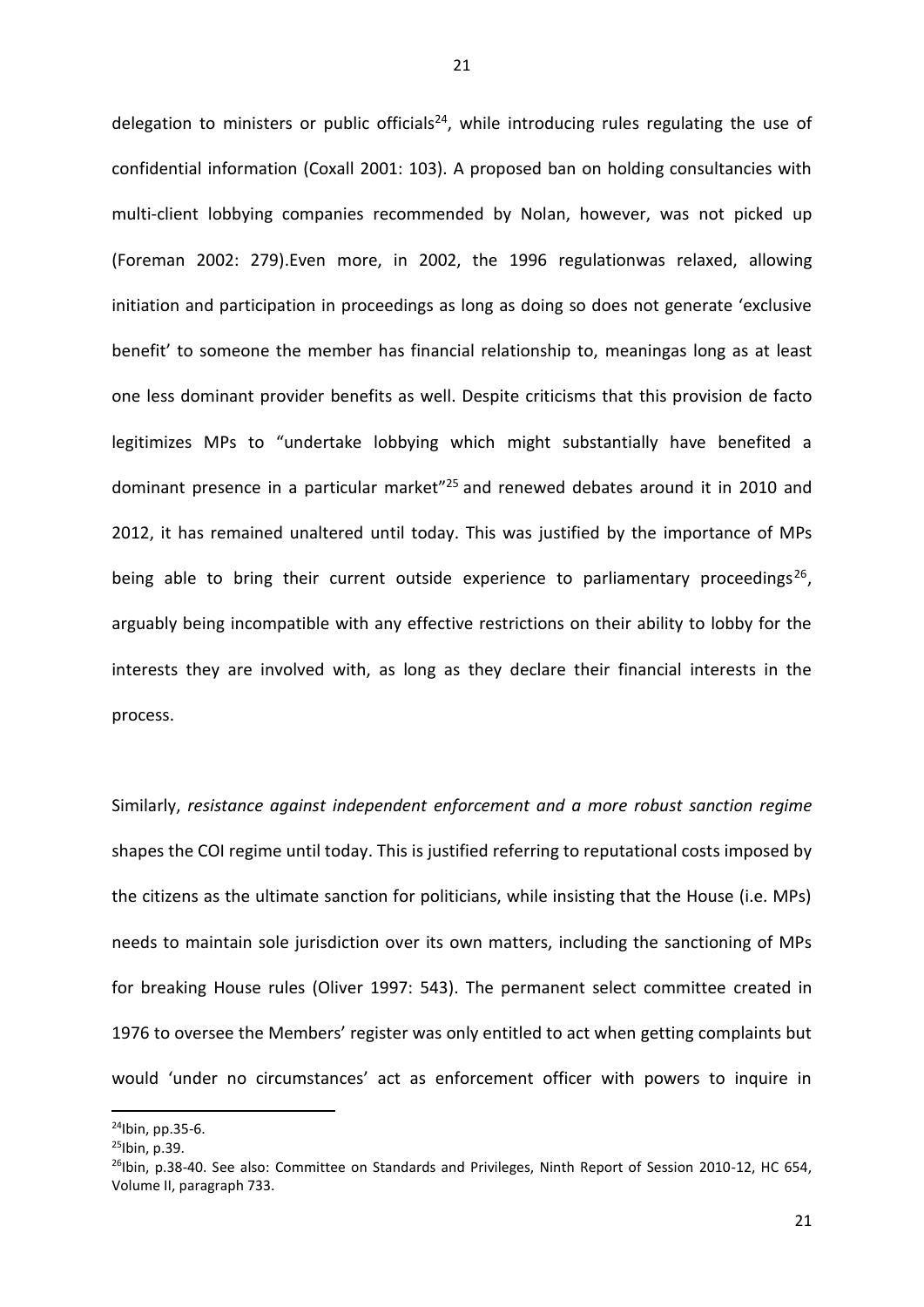delegation to ministers or public officials[24], while introducing rules regulating the use of confidential information (Coxall 2001: 103). A proposed ban on holding consultancies with multi-client lobbying companies recommended by Nolan, however, was not picked up (Foreman 2002: 279).Even more, in 2002, the 1996 regulationwas relaxed, allowing initiation and participation in proceedings as long as doing so does not generate 'exclusive benefit' to someone the member has financial relationship to, meaningas long as at least one less dominant provider benefits as well. Despite criticisms that this provision de facto legitimizes MPs to "undertake lobbying which might substantially have benefited a dominant presence in a particular market"[25] and renewed debates around it in 2010 and 2012, it has remained unaltered until today. This was justified by the importance of MPs being able to bring their current outside experience to parliamentary proceedings[26], arguably being incompatible with any effective restrictions on their ability to lobby for the interests they are involved with, as long as they declare their financial interests in the process.

Similarly, *resistance against independent enforcement and a more robust sanction regime* shapes the COI regime until today. This is justified referring to reputational costs imposed by the citizens as the ultimate sanction for politicians, while insisting that the House (i.e. MPs) needs to maintain sole jurisdiction over its own matters, including the sanctioning of MPs for breaking House rules (Oliver 1997: 543). The permanent select committee created in 1976 to oversee the Members' register was only entitled to act when getting complaints but would 'under no circumstances' act as enforcement officer with powers to inquire in

[24] Ibin, pp.35-6.
[25] Ibin, p.39.
[26] Ibin, p.38-40. See also: Committee on Standards and Privileges, Ninth Report of Session 2010-12, HC 654, Volume II, paragraph 733.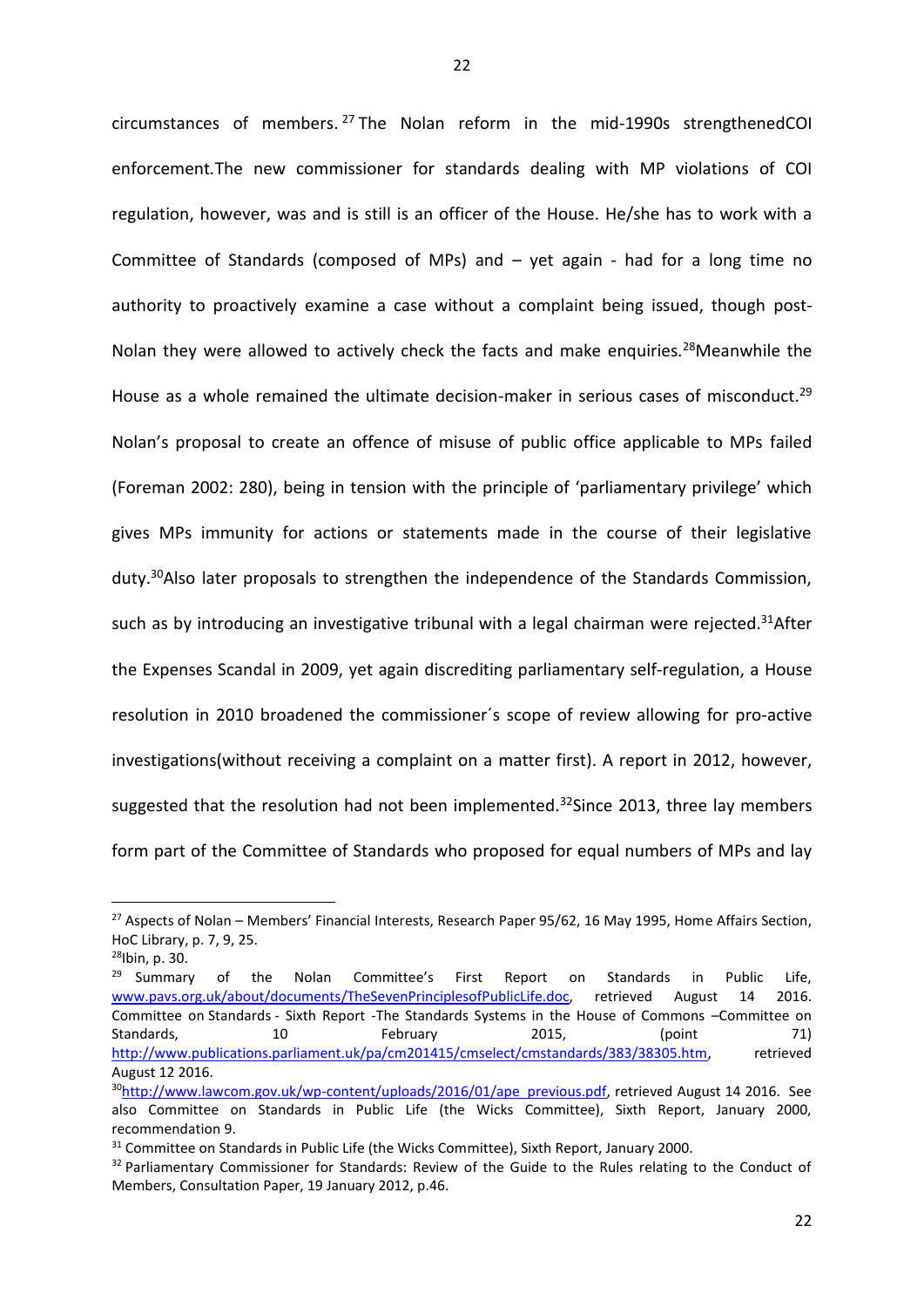circumstances of members.[27] The Nolan reform in the mid-1990s strengthenedCOI enforcement.The new commissioner for standards dealing with MP violations of COI regulation, however, was and is still is an officer of the House. He/she has to work with a Committee of Standards (composed of MPs) and – yet again - had for a long time no authority to proactively examine a case without a complaint being issued, though post-Nolan they were allowed to actively check the facts and make enquiries.[28]Meanwhile the House as a whole remained the ultimate decision-maker in serious cases of misconduct.[29] Nolan's proposal to create an offence of misuse of public office applicable to MPs failed (Foreman 2002: 280), being in tension with the principle of 'parliamentary privilege' which gives MPs immunity for actions or statements made in the course of their legislative duty.[30]Also later proposals to strengthen the independence of the Standards Commission, such as by introducing an investigative tribunal with a legal chairman were rejected.[31]After the Expenses Scandal in 2009, yet again discrediting parliamentary self-regulation, a House resolution in 2010 broadened the commissioner´s scope of review allowing for pro-active investigations(without receiving a complaint on a matter first). A report in 2012, however, suggested that the resolution had not been implemented.[32]Since 2013, three lay members form part of the Committee of Standards who proposed for equal numbers of MPs and lay

---

[27] Aspects of Nolan – Members' Financial Interests, Research Paper 95/62, 16 May 1995, Home Affairs Section, HoC Library, p. 7, 9, 25.

[28]Ibin, p. 30.

[29] Summary of the Nolan Committee's First Report on Standards in Public Life, www.pavs.org.uk/about/documents/TheSevenPrinciplesofPublicLife.doc, retrieved August 14 2016. Committee on Standards - Sixth Report -The Standards Systems in the House of Commons –Committee on Standards, 10 February 2015, (point 71) http://www.publications.parliament.uk/pa/cm201415/cmselect/cmstandards/383/38305.htm, retrieved August 12 2016.

[30]http://www.lawcom.gov.uk/wp-content/uploads/2016/01/ape_previous.pdf, retrieved August 14 2016. See also Committee on Standards in Public Life (the Wicks Committee), Sixth Report, January 2000, recommendation 9.

[31] Committee on Standards in Public Life (the Wicks Committee), Sixth Report, January 2000.

[32] Parliamentary Commissioner for Standards: Review of the Guide to the Rules relating to the Conduct of Members, Consultation Paper, 19 January 2012, p.46.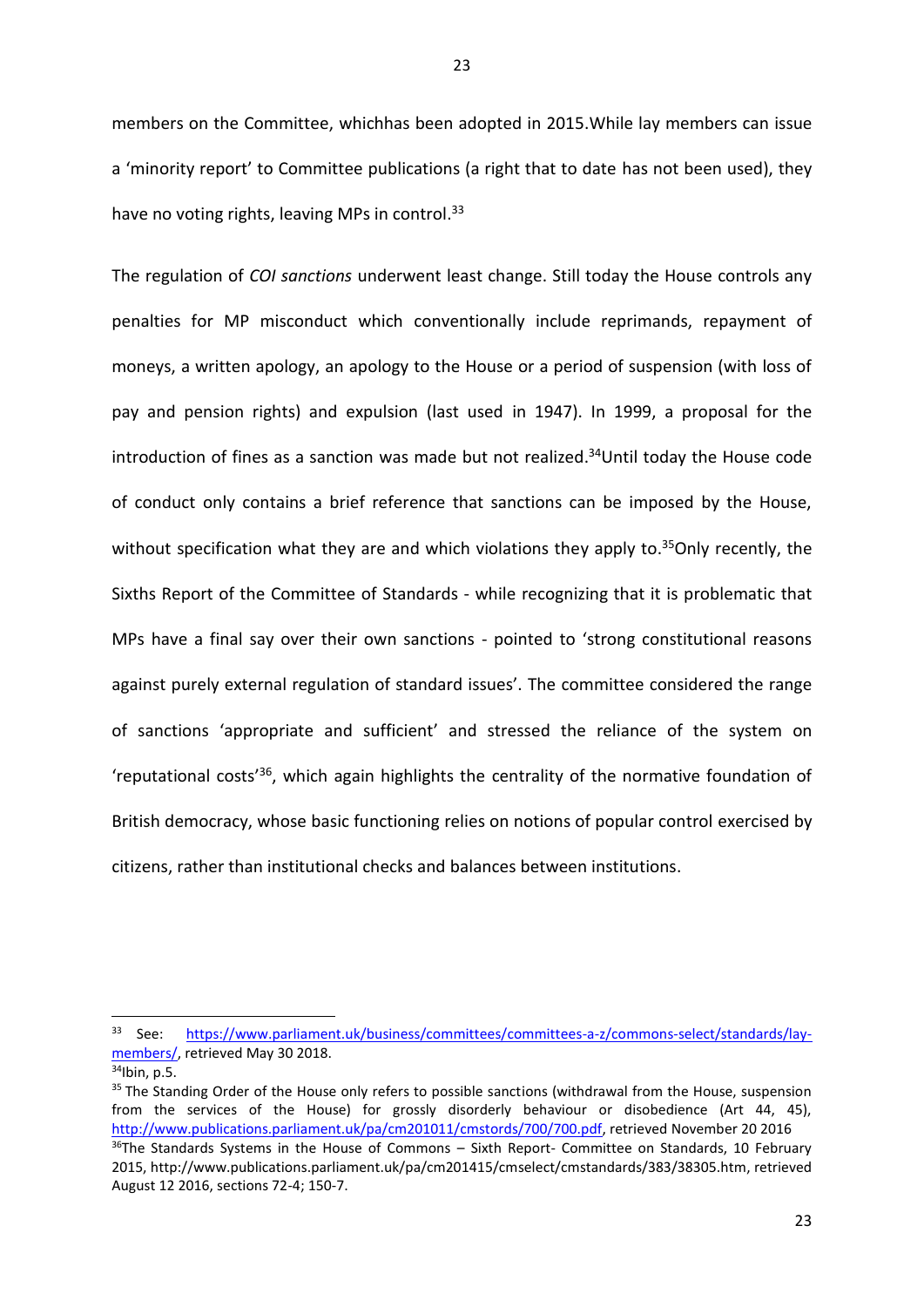members on the Committee, whichhas been adopted in 2015.While lay members can issue a 'minority report' to Committee publications (a right that to date has not been used), they have no voting rights, leaving MPs in control.[33]

The regulation of *COI sanctions* underwent least change. Still today the House controls any penalties for MP misconduct which conventionally include reprimands, repayment of moneys, a written apology, an apology to the House or a period of suspension (with loss of pay and pension rights) and expulsion (last used in 1947). In 1999, a proposal for the introduction of fines as a sanction was made but not realized.[34]Until today the House code of conduct only contains a brief reference that sanctions can be imposed by the House, without specification what they are and which violations they apply to.[35]Only recently, the Sixths Report of the Committee of Standards - while recognizing that it is problematic that MPs have a final say over their own sanctions - pointed to 'strong constitutional reasons against purely external regulation of standard issues'. The committee considered the range of sanctions 'appropriate and sufficient' and stressed the reliance of the system on 'reputational costs'[36], which again highlights the centrality of the normative foundation of British democracy, whose basic functioning relies on notions of popular control exercised by citizens, rather than institutional checks and balances between institutions.

---

[33] See: https://www.parliament.uk/business/committees/committees-a-z/commons-select/standards/lay-members/, retrieved May 30 2018.

[34]Ibin, p.5.

[35] The Standing Order of the House only refers to possible sanctions (withdrawal from the House, suspension from the services of the House) for grossly disorderly behaviour or disobedience (Art 44, 45), http://www.publications.parliament.uk/pa/cm201011/cmstords/700/700.pdf, retrieved November 20 2016

[36]The Standards Systems in the House of Commons – Sixth Report- Committee on Standards, 10 February 2015, http://www.publications.parliament.uk/pa/cm201415/cmselect/cmstandards/383/38305.htm, retrieved August 12 2016, sections 72-4; 150-7.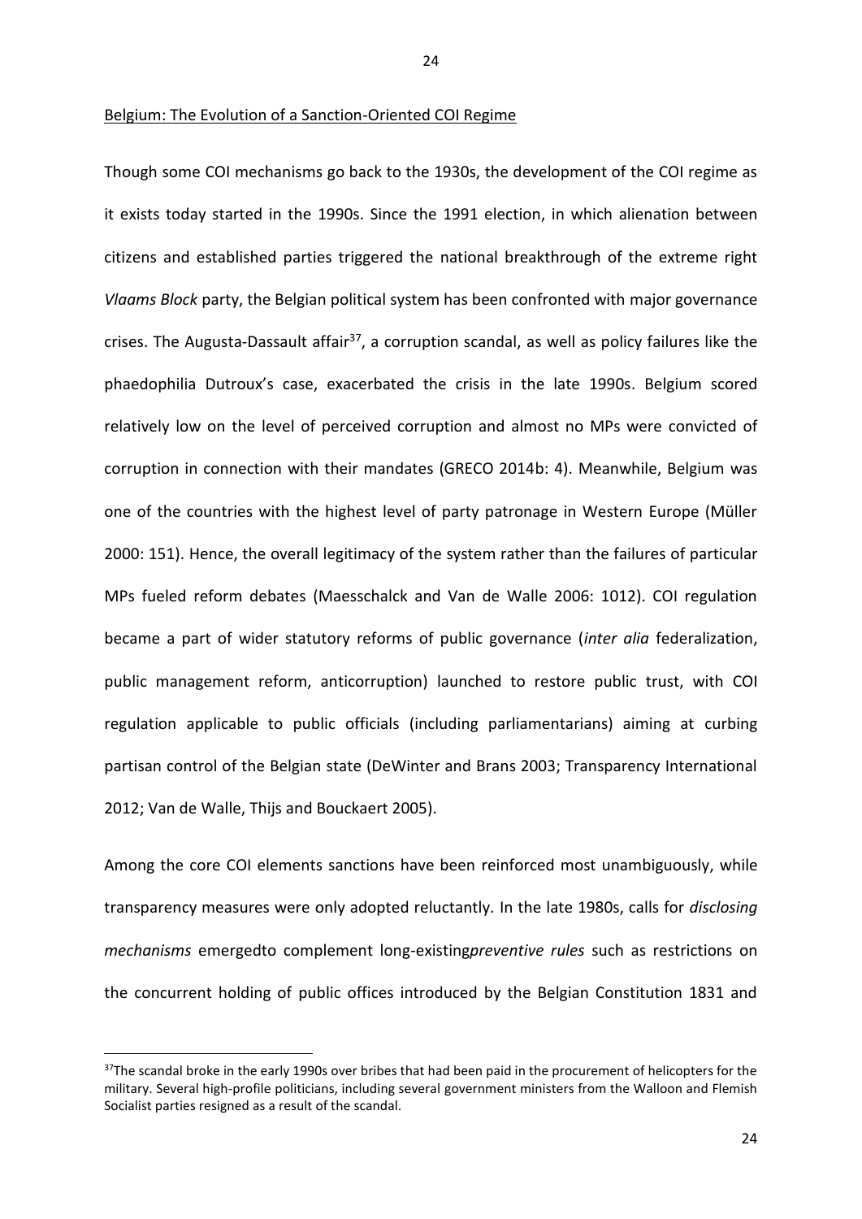Belgium: The Evolution of a Sanction-Oriented COI Regime

Though some COI mechanisms go back to the 1930s, the development of the COI regime as it exists today started in the 1990s. Since the 1991 election, in which alienation between citizens and established parties triggered the national breakthrough of the extreme right *Vlaams Block* party, the Belgian political system has been confronted with major governance crises. The Augusta-Dassault affair[37], a corruption scandal, as well as policy failures like the phaedophilia Dutroux's case, exacerbated the crisis in the late 1990s. Belgium scored relatively low on the level of perceived corruption and almost no MPs were convicted of corruption in connection with their mandates (GRECO 2014b: 4). Meanwhile, Belgium was one of the countries with the highest level of party patronage in Western Europe (Müller 2000: 151). Hence, the overall legitimacy of the system rather than the failures of particular MPs fueled reform debates (Maesschalck and Van de Walle 2006: 1012). COI regulation became a part of wider statutory reforms of public governance (*inter alia* federalization, public management reform, anticorruption) launched to restore public trust, with COI regulation applicable to public officials (including parliamentarians) aiming at curbing partisan control of the Belgian state (DeWinter and Brans 2003; Transparency International 2012; Van de Walle, Thijs and Bouckaert 2005).

Among the core COI elements sanctions have been reinforced most unambiguously, while transparency measures were only adopted reluctantly. In the late 1980s, calls for *disclosing mechanisms* emergedto complement long-existing*preventive rules* such as restrictions on the concurrent holding of public offices introduced by the Belgian Constitution 1831 and

[37]The scandal broke in the early 1990s over bribes that had been paid in the procurement of helicopters for the military. Several high-profile politicians, including several government ministers from the Walloon and Flemish Socialist parties resigned as a result of the scandal.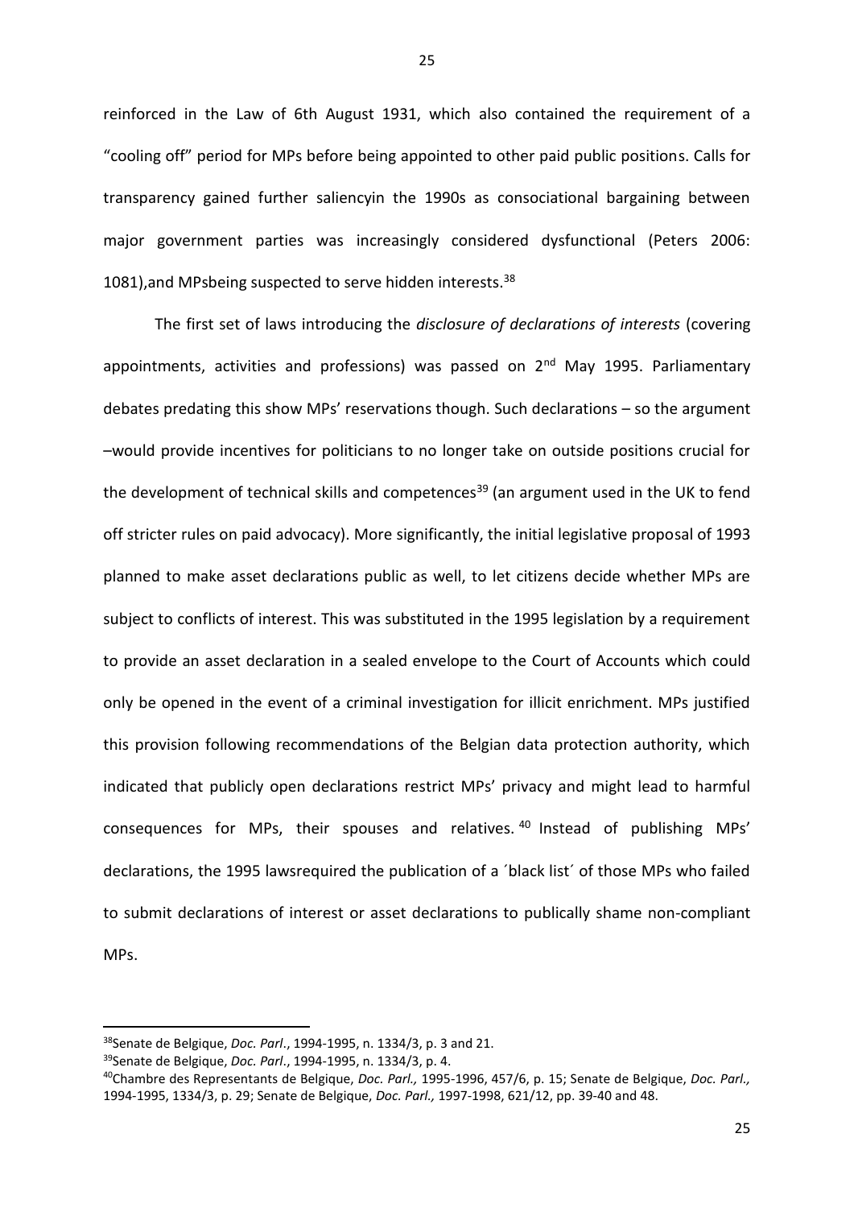reinforced in the Law of 6th August 1931, which also contained the requirement of a "cooling off" period for MPs before being appointed to other paid public positions. Calls for transparency gained further saliencyin the 1990s as consociational bargaining between major government parties was increasingly considered dysfunctional (Peters 2006: 1081),and MPsbeing suspected to serve hidden interests.[38]

The first set of laws introducing the *disclosure of declarations of interests* (covering appointments, activities and professions) was passed on 2nd May 1995. Parliamentary debates predating this show MPs' reservations though. Such declarations – so the argument –would provide incentives for politicians to no longer take on outside positions crucial for the development of technical skills and competences[39] (an argument used in the UK to fend off stricter rules on paid advocacy). More significantly, the initial legislative proposal of 1993 planned to make asset declarations public as well, to let citizens decide whether MPs are subject to conflicts of interest. This was substituted in the 1995 legislation by a requirement to provide an asset declaration in a sealed envelope to the Court of Accounts which could only be opened in the event of a criminal investigation for illicit enrichment. MPs justified this provision following recommendations of the Belgian data protection authority, which indicated that publicly open declarations restrict MPs' privacy and might lead to harmful consequences for MPs, their spouses and relatives.[40] Instead of publishing MPs' declarations, the 1995 lawsrequired the publication of a ´black list´ of those MPs who failed to submit declarations of interest or asset declarations to publically shame non-compliant MPs.

---

[38]Senate de Belgique, *Doc. Parl*., 1994-1995, n. 1334/3, p. 3 and 21.

[39]Senate de Belgique, *Doc. Parl*., 1994-1995, n. 1334/3, p. 4.

[40]Chambre des Representants de Belgique, *Doc. Parl.,* 1995-1996, 457/6, p. 15; Senate de Belgique, *Doc. Parl.,* 1994-1995, 1334/3, p. 29; Senate de Belgique, *Doc. Parl.,* 1997-1998, 621/12, pp. 39-40 and 48.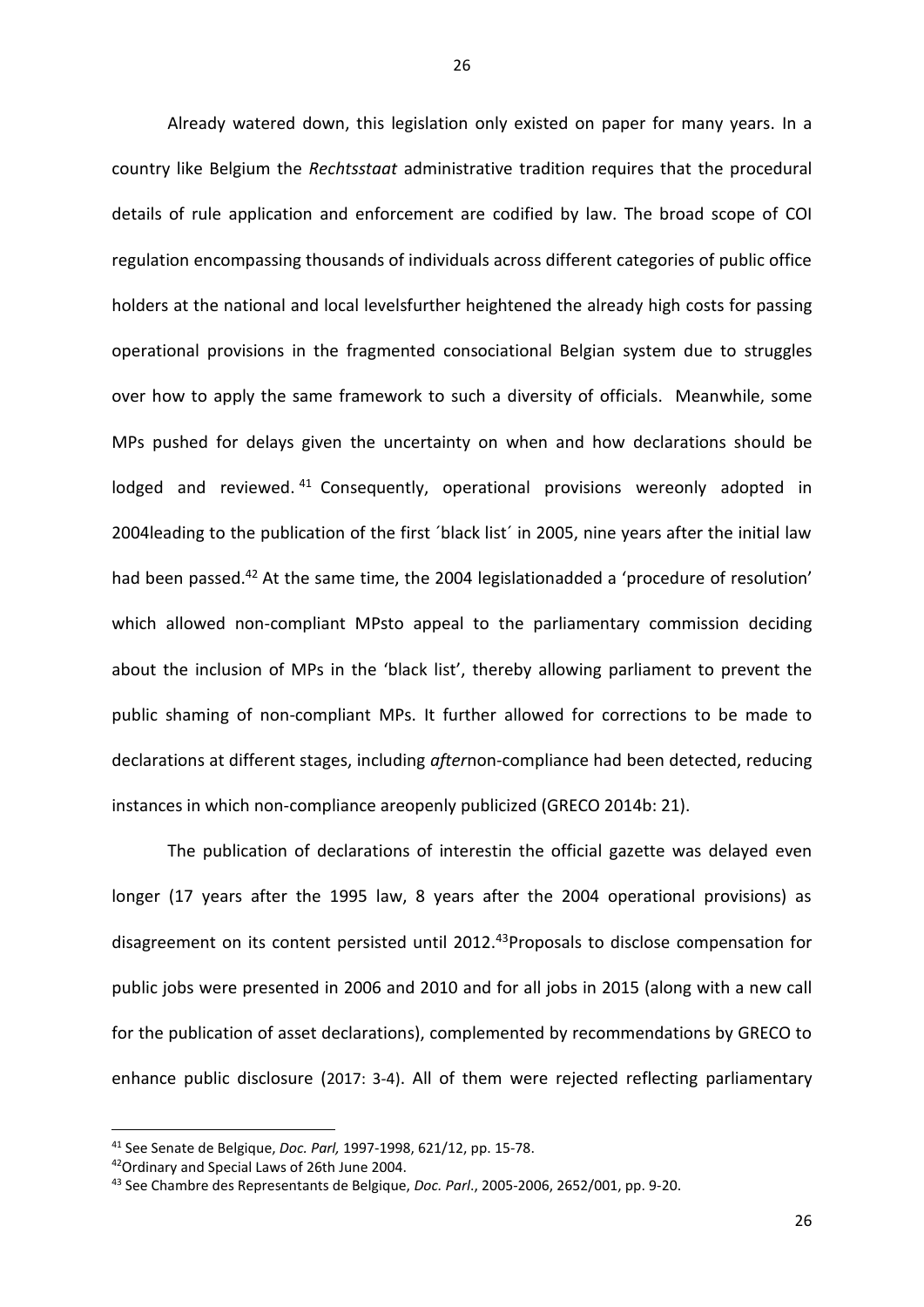Already watered down, this legislation only existed on paper for many years. In a country like Belgium the *Rechtsstaat* administrative tradition requires that the procedural details of rule application and enforcement are codified by law. The broad scope of COI regulation encompassing thousands of individuals across different categories of public office holders at the national and local levelsfurther heightened the already high costs for passing operational provisions in the fragmented consociational Belgian system due to struggles over how to apply the same framework to such a diversity of officials. Meanwhile, some MPs pushed for delays given the uncertainty on when and how declarations should be lodged and reviewed.[41] Consequently, operational provisions wereonly adopted in 2004leading to the publication of the first ´black list´ in 2005, nine years after the initial law had been passed.[42] At the same time, the 2004 legislationadded a 'procedure of resolution' which allowed non-compliant MPsto appeal to the parliamentary commission deciding about the inclusion of MPs in the 'black list', thereby allowing parliament to prevent the public shaming of non-compliant MPs. It further allowed for corrections to be made to declarations at different stages, including *after*non-compliance had been detected, reducing instances in which non-compliance areopenly publicized (GRECO 2014b: 21).

The publication of declarations of interestin the official gazette was delayed even longer (17 years after the 1995 law, 8 years after the 2004 operational provisions) as disagreement on its content persisted until 2012.[43]Proposals to disclose compensation for public jobs were presented in 2006 and 2010 and for all jobs in 2015 (along with a new call for the publication of asset declarations), complemented by recommendations by GRECO to enhance public disclosure (2017: 3-4). All of them were rejected reflecting parliamentary

---

[41] See Senate de Belgique, *Doc. Parl,* 1997-1998, 621/12, pp. 15-78.

[42]Ordinary and Special Laws of 26th June 2004.

[43] See Chambre des Representants de Belgique, *Doc. Parl*., 2005-2006, 2652/001, pp. 9-20.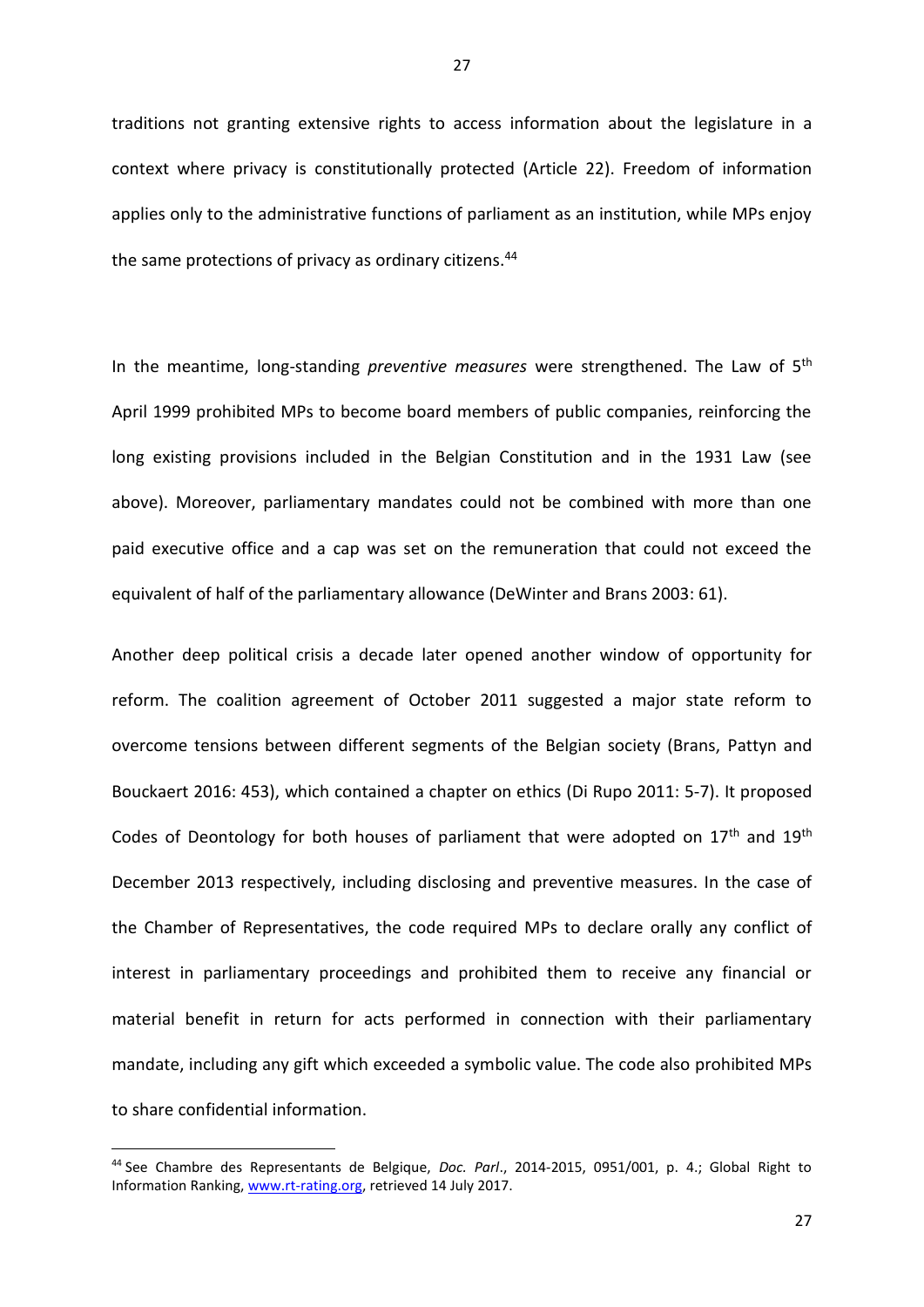traditions not granting extensive rights to access information about the legislature in a context where privacy is constitutionally protected (Article 22). Freedom of information applies only to the administrative functions of parliament as an institution, while MPs enjoy the same protections of privacy as ordinary citizens.[44]

In the meantime, long-standing *preventive measures* were strengthened. The Law of 5th April 1999 prohibited MPs to become board members of public companies, reinforcing the long existing provisions included in the Belgian Constitution and in the 1931 Law (see above). Moreover, parliamentary mandates could not be combined with more than one paid executive office and a cap was set on the remuneration that could not exceed the equivalent of half of the parliamentary allowance (DeWinter and Brans 2003: 61).

Another deep political crisis a decade later opened another window of opportunity for reform. The coalition agreement of October 2011 suggested a major state reform to overcome tensions between different segments of the Belgian society (Brans, Pattyn and Bouckaert 2016: 453), which contained a chapter on ethics (Di Rupo 2011: 5-7). It proposed Codes of Deontology for both houses of parliament that were adopted on 17th and 19th December 2013 respectively, including disclosing and preventive measures. In the case of the Chamber of Representatives, the code required MPs to declare orally any conflict of interest in parliamentary proceedings and prohibited them to receive any financial or material benefit in return for acts performed in connection with their parliamentary mandate, including any gift which exceeded a symbolic value. The code also prohibited MPs to share confidential information.

[44] See Chambre des Representants de Belgique, *Doc. Parl*., 2014-2015, 0951/001, p. 4.; Global Right to Information Ranking, www.rt-rating.org, retrieved 14 July 2017.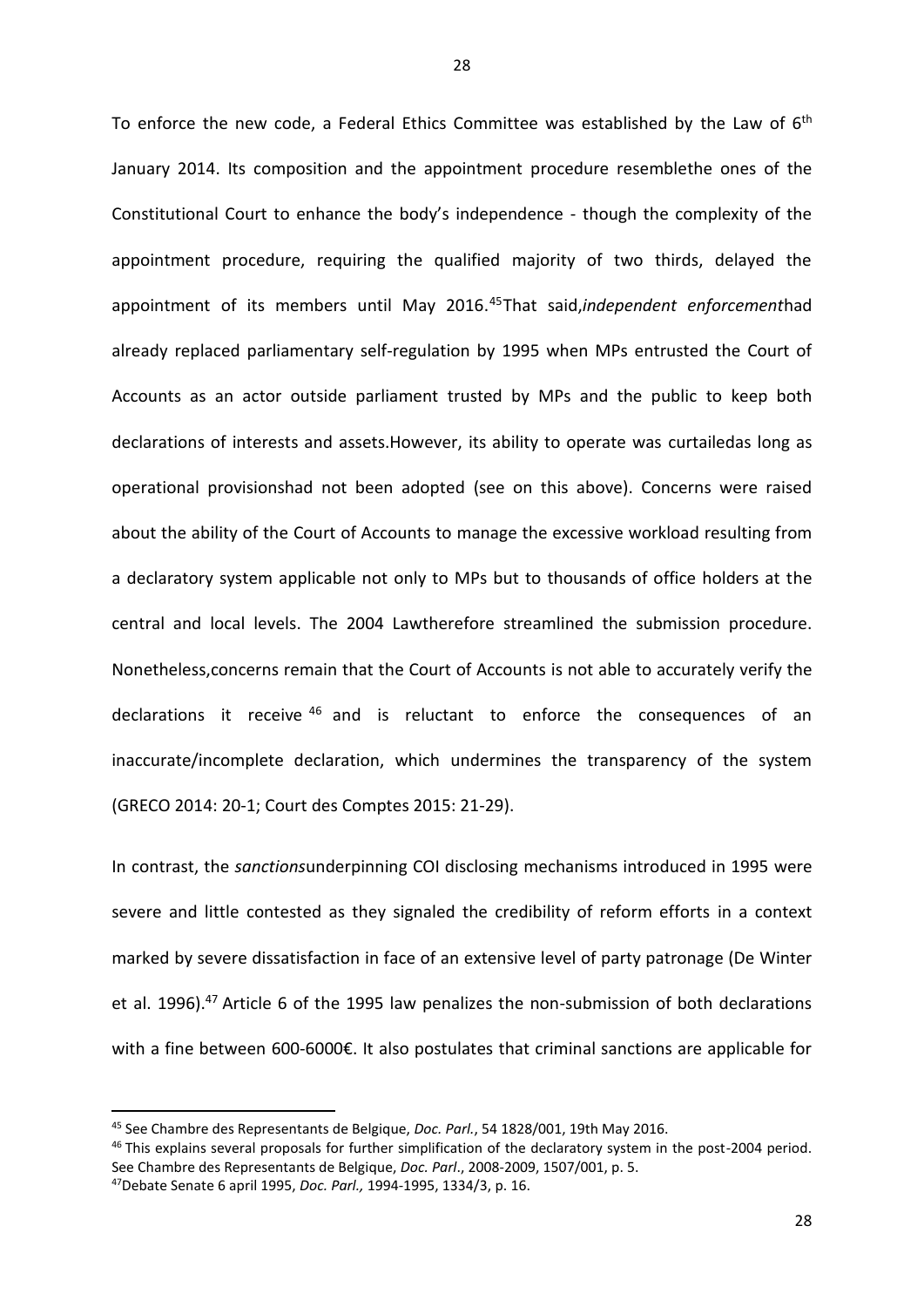To enforce the new code, a Federal Ethics Committee was established by the Law of 6th January 2014. Its composition and the appointment procedure resemblethe ones of the Constitutional Court to enhance the body's independence - though the complexity of the appointment procedure, requiring the qualified majority of two thirds, delayed the appointment of its members until May 2016.[45]That said,*independent enforcement*had already replaced parliamentary self-regulation by 1995 when MPs entrusted the Court of Accounts as an actor outside parliament trusted by MPs and the public to keep both declarations of interests and assets.However, its ability to operate was curtailedas long as operational provisionshad not been adopted (see on this above). Concerns were raised about the ability of the Court of Accounts to manage the excessive workload resulting from a declaratory system applicable not only to MPs but to thousands of office holders at the central and local levels. The 2004 Lawtherefore streamlined the submission procedure. Nonetheless,concerns remain that the Court of Accounts is not able to accurately verify the declarations it receive [46] and is reluctant to enforce the consequences of an inaccurate/incomplete declaration, which undermines the transparency of the system (GRECO 2014: 20-1; Court des Comptes 2015: 21-29).

In contrast, the *sanctions*underpinning COI disclosing mechanisms introduced in 1995 were severe and little contested as they signaled the credibility of reform efforts in a context marked by severe dissatisfaction in face of an extensive level of party patronage (De Winter et al. 1996).[47] Article 6 of the 1995 law penalizes the non-submission of both declarations with a fine between 600-6000€. It also postulates that criminal sanctions are applicable for

[45] See Chambre des Representants de Belgique, *Doc. Parl.*, 54 1828/001, 19th May 2016.

[46] This explains several proposals for further simplification of the declaratory system in the post-2004 period. See Chambre des Representants de Belgique, *Doc. Parl*., 2008-2009, 1507/001, p. 5.

[47]Debate Senate 6 april 1995, *Doc. Parl.,* 1994-1995, 1334/3, p. 16.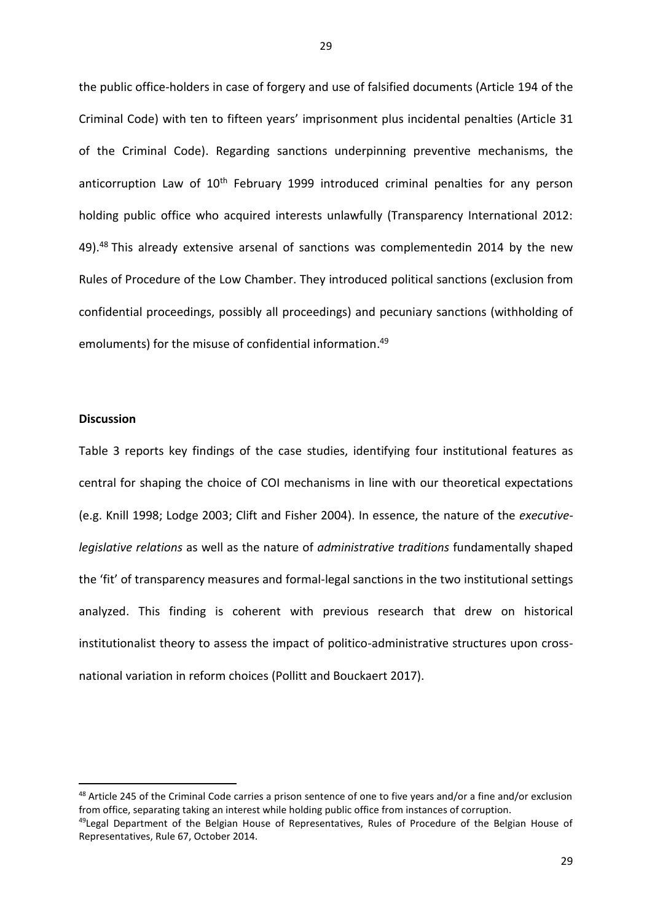the public office-holders in case of forgery and use of falsified documents (Article 194 of the Criminal Code) with ten to fifteen years' imprisonment plus incidental penalties (Article 31 of the Criminal Code). Regarding sanctions underpinning preventive mechanisms, the anticorruption Law of 10th February 1999 introduced criminal penalties for any person holding public office who acquired interests unlawfully (Transparency International 2012: 49).[48] This already extensive arsenal of sanctions was complementedin 2014 by the new Rules of Procedure of the Low Chamber. They introduced political sanctions (exclusion from confidential proceedings, possibly all proceedings) and pecuniary sanctions (withholding of emoluments) for the misuse of confidential information.[49]

**Discussion**

Table 3 reports key findings of the case studies, identifying four institutional features as central for shaping the choice of COI mechanisms in line with our theoretical expectations (e.g. Knill 1998; Lodge 2003; Clift and Fisher 2004). In essence, the nature of the *executive-legislative relations* as well as the nature of *administrative traditions* fundamentally shaped the 'fit' of transparency measures and formal-legal sanctions in the two institutional settings analyzed. This finding is coherent with previous research that drew on historical institutionalist theory to assess the impact of politico-administrative structures upon cross-national variation in reform choices (Pollitt and Bouckaert 2017).

---

[48] Article 245 of the Criminal Code carries a prison sentence of one to five years and/or a fine and/or exclusion from office, separating taking an interest while holding public office from instances of corruption.

[49]Legal Department of the Belgian House of Representatives, Rules of Procedure of the Belgian House of Representatives, Rule 67, October 2014.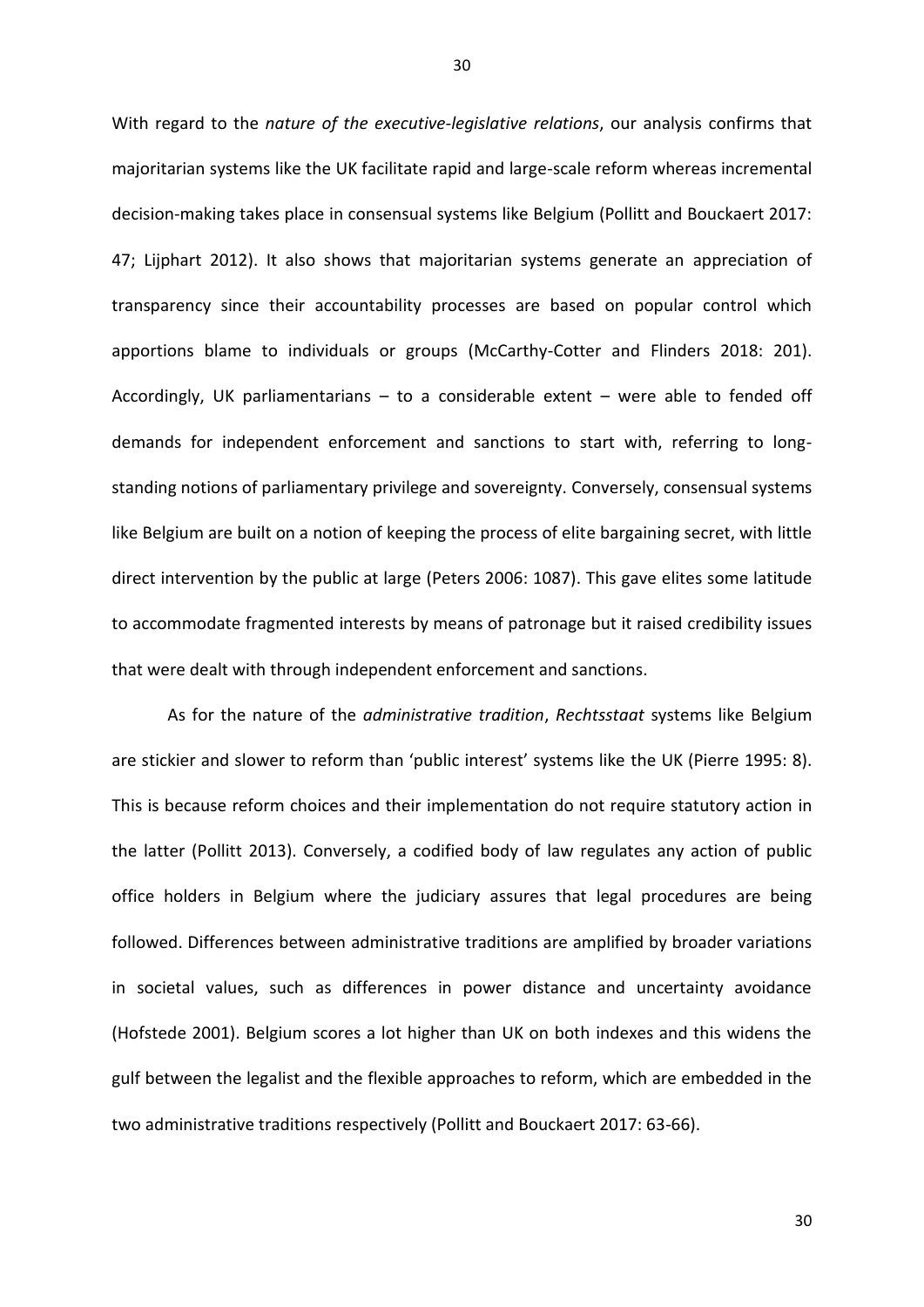With regard to the *nature of the executive-legislative relations*, our analysis confirms that majoritarian systems like the UK facilitate rapid and large-scale reform whereas incremental decision-making takes place in consensual systems like Belgium (Pollitt and Bouckaert 2017: 47; Lijphart 2012). It also shows that majoritarian systems generate an appreciation of transparency since their accountability processes are based on popular control which apportions blame to individuals or groups (McCarthy-Cotter and Flinders 2018: 201). Accordingly, UK parliamentarians – to a considerable extent – were able to fended off demands for independent enforcement and sanctions to start with, referring to long-standing notions of parliamentary privilege and sovereignty. Conversely, consensual systems like Belgium are built on a notion of keeping the process of elite bargaining secret, with little direct intervention by the public at large (Peters 2006: 1087). This gave elites some latitude to accommodate fragmented interests by means of patronage but it raised credibility issues that were dealt with through independent enforcement and sanctions.

As for the nature of the *administrative tradition*, *Rechtsstaat* systems like Belgium are stickier and slower to reform than 'public interest' systems like the UK (Pierre 1995: 8). This is because reform choices and their implementation do not require statutory action in the latter (Pollitt 2013). Conversely, a codified body of law regulates any action of public office holders in Belgium where the judiciary assures that legal procedures are being followed. Differences between administrative traditions are amplified by broader variations in societal values, such as differences in power distance and uncertainty avoidance (Hofstede 2001). Belgium scores a lot higher than UK on both indexes and this widens the gulf between the legalist and the flexible approaches to reform, which are embedded in the two administrative traditions respectively (Pollitt and Bouckaert 2017: 63-66).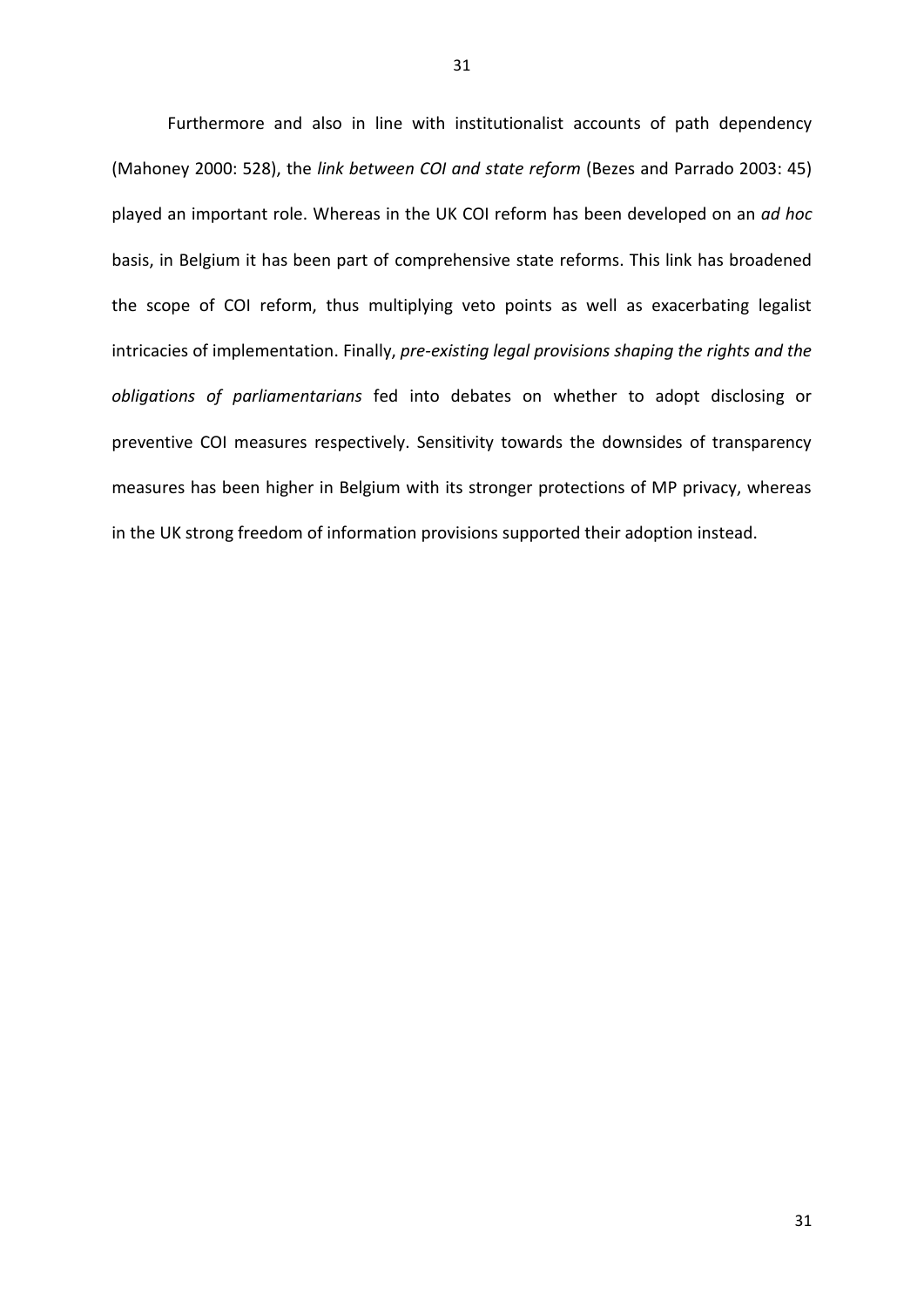Furthermore and also in line with institutionalist accounts of path dependency (Mahoney 2000: 528), the *link between COI and state reform* (Bezes and Parrado 2003: 45) played an important role. Whereas in the UK COI reform has been developed on an *ad hoc* basis, in Belgium it has been part of comprehensive state reforms. This link has broadened the scope of COI reform, thus multiplying veto points as well as exacerbating legalist intricacies of implementation. Finally, *pre-existing legal provisions shaping the rights and the obligations of parliamentarians* fed into debates on whether to adopt disclosing or preventive COI measures respectively. Sensitivity towards the downsides of transparency measures has been higher in Belgium with its stronger protections of MP privacy, whereas in the UK strong freedom of information provisions supported their adoption instead.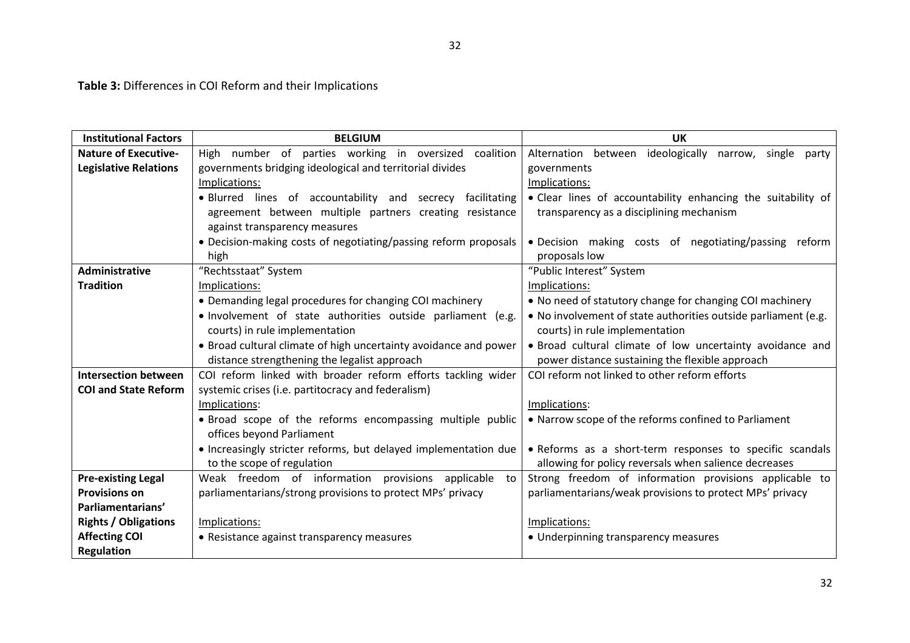**Table 3:** Differences in COI Reform and their Implications

| Institutional Factors | BELGIUM | UK |
|---|---|---|
| **Nature of Executive-Legislative Relations** | High number of parties working in oversized coalition governments bridging ideological and territorial divides<br>Implications:<br>• Blurred lines of accountability and secrecy facilitating agreement between multiple partners creating resistance against transparency measures<br>• Decision-making costs of negotiating/passing reform proposals high | Alternation between ideologically narrow, single party governments<br>Implications:<br>• Clear lines of accountability enhancing the suitability of transparency as a disciplining mechanism<br>• Decision making costs of negotiating/passing reform proposals low |
| **Administrative Tradition** | "Rechtsstaat" System<br>Implications:<br>• Demanding legal procedures for changing COI machinery<br>• Involvement of state authorities outside parliament (e.g. courts) in rule implementation<br>• Broad cultural climate of high uncertainty avoidance and power distance strengthening the legalist approach | "Public Interest" System<br>Implications:<br>• No need of statutory change for changing COI machinery<br>• No involvement of state authorities outside parliament (e.g. courts) in rule implementation<br>• Broad cultural climate of low uncertainty avoidance and power distance sustaining the flexible approach |
| **Intersection between COI and State Reform** | COI reform linked with broader reform efforts tackling wider systemic crises (i.e. partitocracy and federalism)<br>Implications:<br>• Broad scope of the reforms encompassing multiple public offices beyond Parliament<br>• Increasingly stricter reforms, but delayed implementation due to the scope of regulation | COI reform not linked to other reform efforts<br>Implications:<br>• Narrow scope of the reforms confined to Parliament<br>• Reforms as a short-term responses to specific scandals allowing for policy reversals when salience decreases |
| **Pre-existing Legal Provisions on Parliamentarians' Rights / Obligations Affecting COI Regulation** | Weak freedom of information provisions applicable to parliamentarians/strong provisions to protect MPs' privacy<br>Implications:<br>• Resistance against transparency measures | Strong freedom of information provisions applicable to parliamentarians/weak provisions to protect MPs' privacy<br>Implications:<br>• Underpinning transparency measures |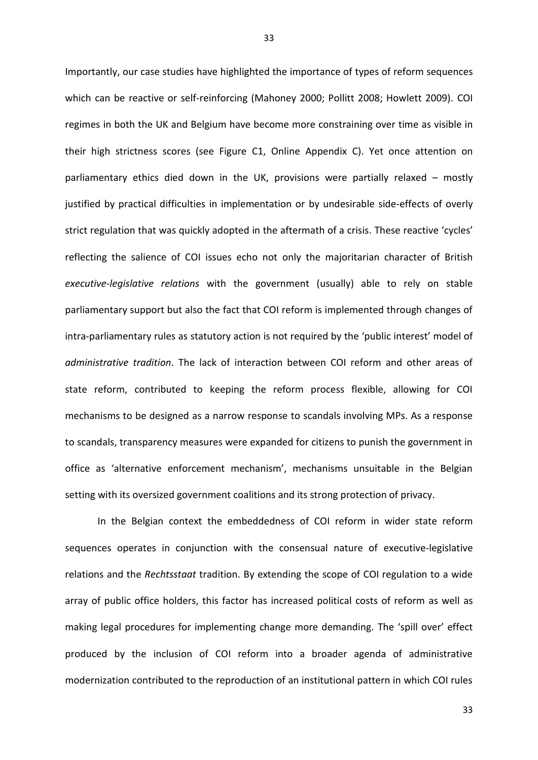Importantly, our case studies have highlighted the importance of types of reform sequences which can be reactive or self-reinforcing (Mahoney 2000; Pollitt 2008; Howlett 2009). COI regimes in both the UK and Belgium have become more constraining over time as visible in their high strictness scores (see Figure C1, Online Appendix C). Yet once attention on parliamentary ethics died down in the UK, provisions were partially relaxed – mostly justified by practical difficulties in implementation or by undesirable side-effects of overly strict regulation that was quickly adopted in the aftermath of a crisis. These reactive 'cycles' reflecting the salience of COI issues echo not only the majoritarian character of British *executive-legislative relations* with the government (usually) able to rely on stable parliamentary support but also the fact that COI reform is implemented through changes of intra-parliamentary rules as statutory action is not required by the 'public interest' model of *administrative tradition*. The lack of interaction between COI reform and other areas of state reform, contributed to keeping the reform process flexible, allowing for COI mechanisms to be designed as a narrow response to scandals involving MPs. As a response to scandals, transparency measures were expanded for citizens to punish the government in office as 'alternative enforcement mechanism', mechanisms unsuitable in the Belgian setting with its oversized government coalitions and its strong protection of privacy.

In the Belgian context the embeddedness of COI reform in wider state reform sequences operates in conjunction with the consensual nature of executive-legislative relations and the *Rechtsstaat* tradition. By extending the scope of COI regulation to a wide array of public office holders, this factor has increased political costs of reform as well as making legal procedures for implementing change more demanding. The 'spill over' effect produced by the inclusion of COI reform into a broader agenda of administrative modernization contributed to the reproduction of an institutional pattern in which COI rules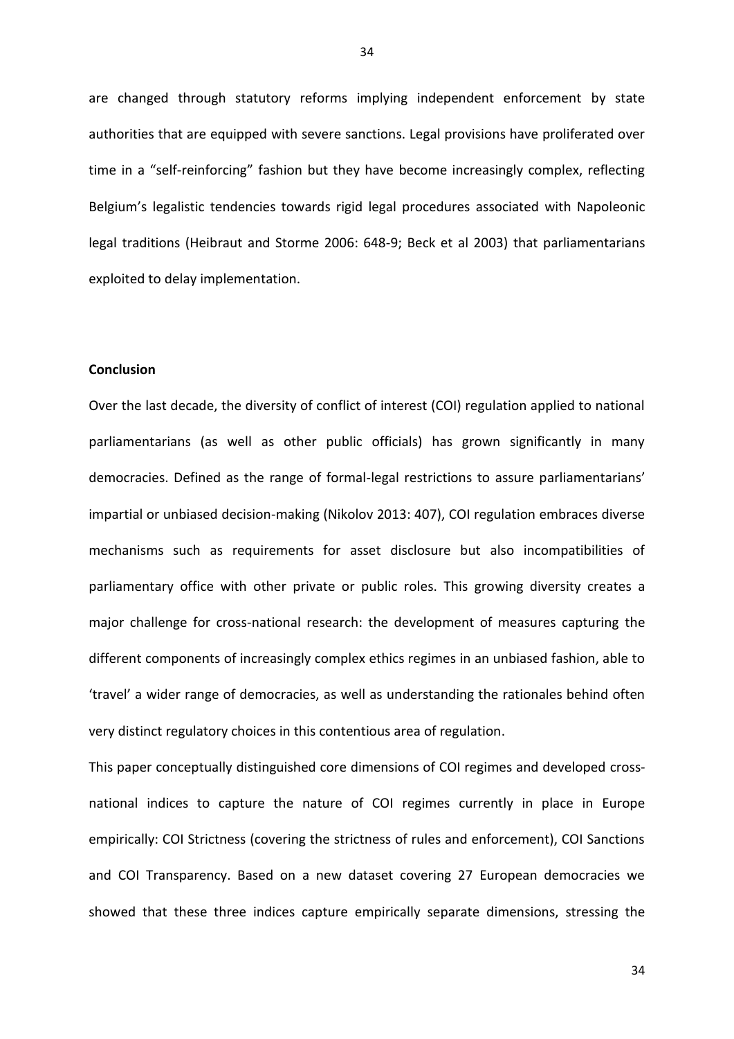are changed through statutory reforms implying independent enforcement by state authorities that are equipped with severe sanctions. Legal provisions have proliferated over time in a "self-reinforcing" fashion but they have become increasingly complex, reflecting Belgium's legalistic tendencies towards rigid legal procedures associated with Napoleonic legal traditions (Heibraut and Storme 2006: 648-9; Beck et al 2003) that parliamentarians exploited to delay implementation.

## Conclusion

Over the last decade, the diversity of conflict of interest (COI) regulation applied to national parliamentarians (as well as other public officials) has grown significantly in many democracies. Defined as the range of formal-legal restrictions to assure parliamentarians' impartial or unbiased decision-making (Nikolov 2013: 407), COI regulation embraces diverse mechanisms such as requirements for asset disclosure but also incompatibilities of parliamentary office with other private or public roles. This growing diversity creates a major challenge for cross-national research: the development of measures capturing the different components of increasingly complex ethics regimes in an unbiased fashion, able to 'travel' a wider range of democracies, as well as understanding the rationales behind often very distinct regulatory choices in this contentious area of regulation.

This paper conceptually distinguished core dimensions of COI regimes and developed cross-national indices to capture the nature of COI regimes currently in place in Europe empirically: COI Strictness (covering the strictness of rules and enforcement), COI Sanctions and COI Transparency. Based on a new dataset covering 27 European democracies we showed that these three indices capture empirically separate dimensions, stressing the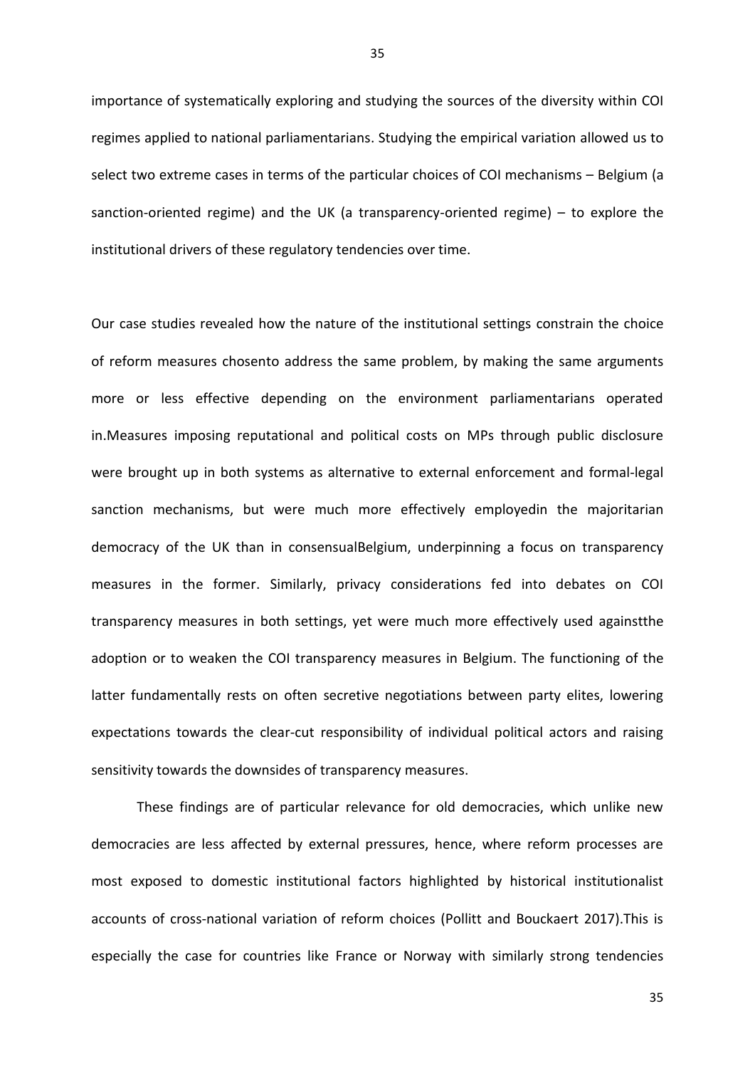importance of systematically exploring and studying the sources of the diversity within COI regimes applied to national parliamentarians. Studying the empirical variation allowed us to select two extreme cases in terms of the particular choices of COI mechanisms – Belgium (a sanction-oriented regime) and the UK (a transparency-oriented regime) – to explore the institutional drivers of these regulatory tendencies over time.

Our case studies revealed how the nature of the institutional settings constrain the choice of reform measures chosento address the same problem, by making the same arguments more or less effective depending on the environment parliamentarians operated in.Measures imposing reputational and political costs on MPs through public disclosure were brought up in both systems as alternative to external enforcement and formal-legal sanction mechanisms, but were much more effectively employedin the majoritarian democracy of the UK than in consensualBelgium, underpinning a focus on transparency measures in the former. Similarly, privacy considerations fed into debates on COI transparency measures in both settings, yet were much more effectively used againstthe adoption or to weaken the COI transparency measures in Belgium. The functioning of the latter fundamentally rests on often secretive negotiations between party elites, lowering expectations towards the clear-cut responsibility of individual political actors and raising sensitivity towards the downsides of transparency measures.

These findings are of particular relevance for old democracies, which unlike new democracies are less affected by external pressures, hence, where reform processes are most exposed to domestic institutional factors highlighted by historical institutionalist accounts of cross-national variation of reform choices (Pollitt and Bouckaert 2017).This is especially the case for countries like France or Norway with similarly strong tendencies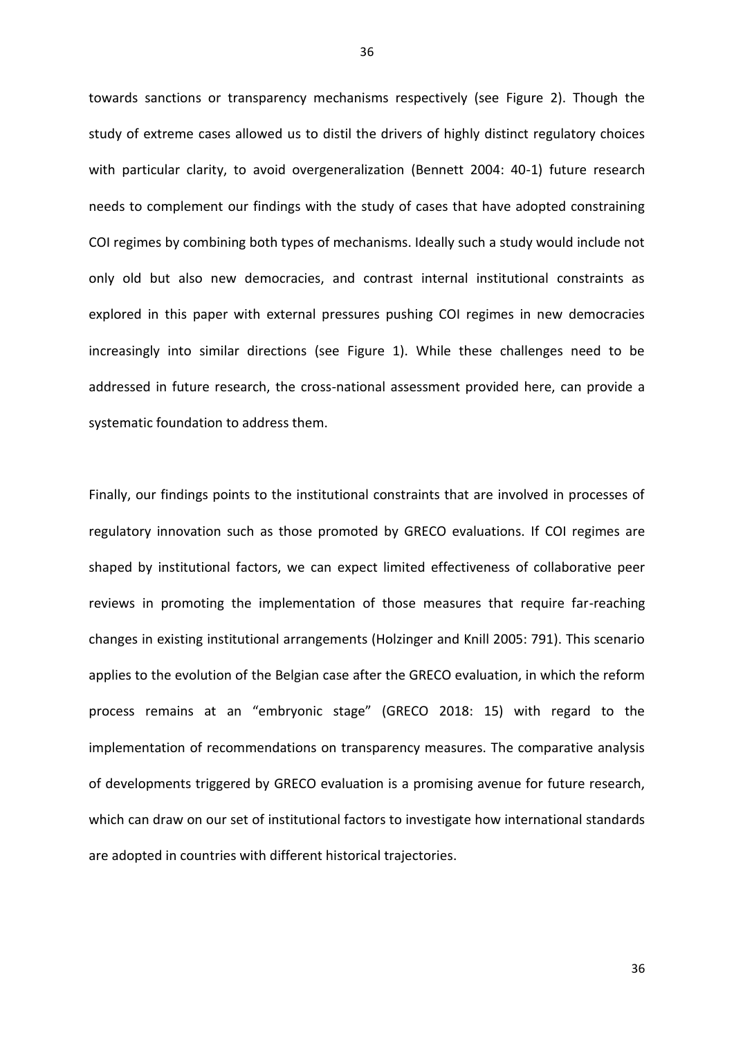towards sanctions or transparency mechanisms respectively (see Figure 2). Though the study of extreme cases allowed us to distil the drivers of highly distinct regulatory choices with particular clarity, to avoid overgeneralization (Bennett 2004: 40-1) future research needs to complement our findings with the study of cases that have adopted constraining COI regimes by combining both types of mechanisms. Ideally such a study would include not only old but also new democracies, and contrast internal institutional constraints as explored in this paper with external pressures pushing COI regimes in new democracies increasingly into similar directions (see Figure 1). While these challenges need to be addressed in future research, the cross-national assessment provided here, can provide a systematic foundation to address them.

Finally, our findings points to the institutional constraints that are involved in processes of regulatory innovation such as those promoted by GRECO evaluations. If COI regimes are shaped by institutional factors, we can expect limited effectiveness of collaborative peer reviews in promoting the implementation of those measures that require far-reaching changes in existing institutional arrangements (Holzinger and Knill 2005: 791). This scenario applies to the evolution of the Belgian case after the GRECO evaluation, in which the reform process remains at an "embryonic stage" (GRECO 2018: 15) with regard to the implementation of recommendations on transparency measures. The comparative analysis of developments triggered by GRECO evaluation is a promising avenue for future research, which can draw on our set of institutional factors to investigate how international standards are adopted in countries with different historical trajectories.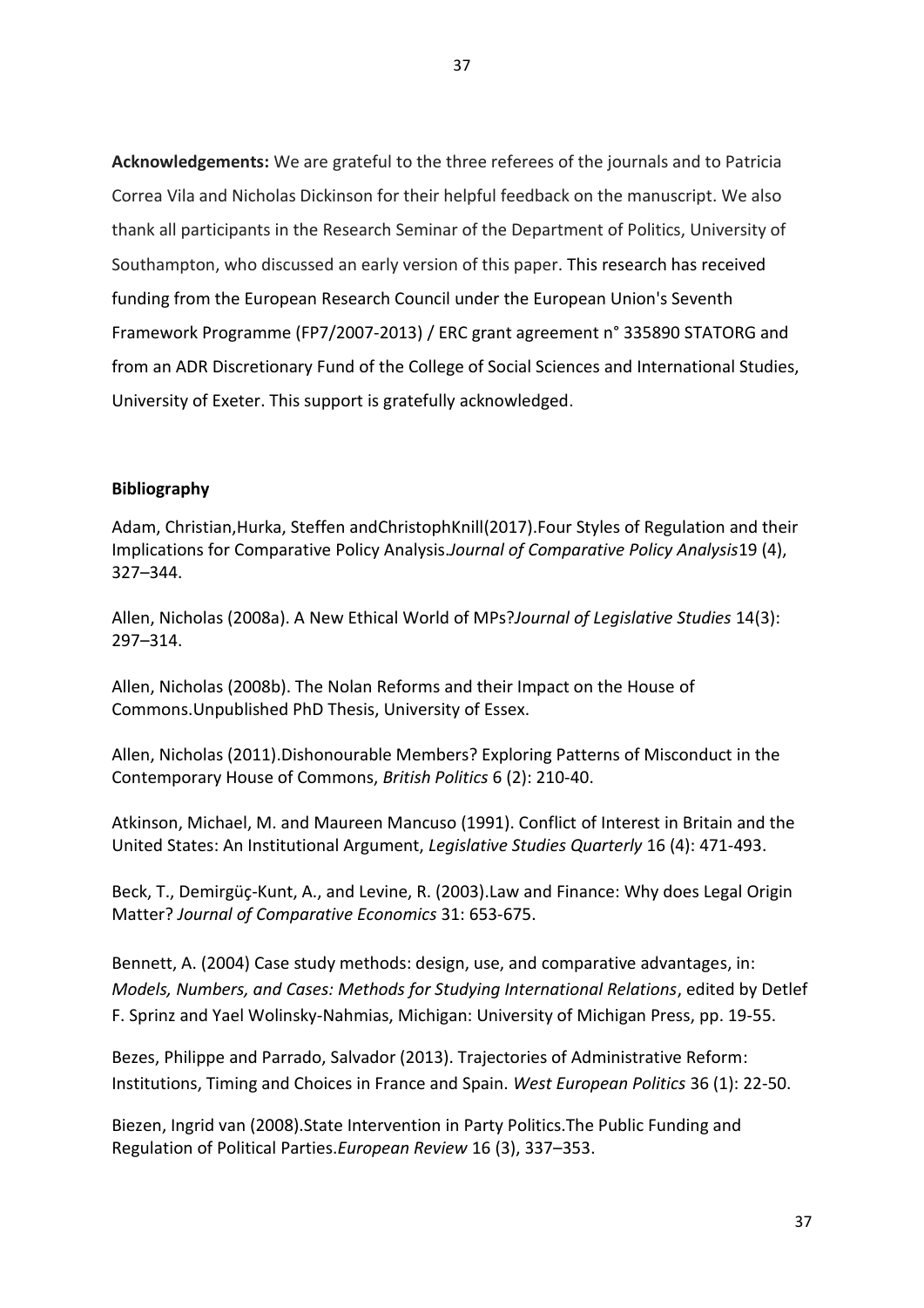**Acknowledgements:** We are grateful to the three referees of the journals and to Patricia Correa Vila and Nicholas Dickinson for their helpful feedback on the manuscript. We also thank all participants in the Research Seminar of the Department of Politics, University of Southampton, who discussed an early version of this paper. This research has received funding from the European Research Council under the European Union's Seventh Framework Programme (FP7/2007-2013) / ERC grant agreement n° 335890 STATORG and from an ADR Discretionary Fund of the College of Social Sciences and International Studies, University of Exeter. This support is gratefully acknowledged.

**Bibliography**

Adam, Christian,Hurka, Steffen andChristophKnill(2017).Four Styles of Regulation and their Implications for Comparative Policy Analysis.*Journal of Comparative Policy Analysis*19 (4), 327–344.

Allen, Nicholas (2008a). A New Ethical World of MPs?*Journal of Legislative Studies* 14(3): 297–314.

Allen, Nicholas (2008b). The Nolan Reforms and their Impact on the House of Commons.Unpublished PhD Thesis, University of Essex.

Allen, Nicholas (2011).Dishonourable Members? Exploring Patterns of Misconduct in the Contemporary House of Commons, *British Politics* 6 (2): 210-40.

Atkinson, Michael, M. and Maureen Mancuso (1991). Conflict of Interest in Britain and the United States: An Institutional Argument, *Legislative Studies Quarterly* 16 (4): 471-493.

Beck, T., Demirgüç-Kunt, A., and Levine, R. (2003).Law and Finance: Why does Legal Origin Matter? *Journal of Comparative Economics* 31: 653-675.

Bennett, A. (2004) Case study methods: design, use, and comparative advantages, in: *Models, Numbers, and Cases: Methods for Studying International Relations*, edited by Detlef F. Sprinz and Yael Wolinsky-Nahmias, Michigan: University of Michigan Press, pp. 19-55.

Bezes, Philippe and Parrado, Salvador (2013). Trajectories of Administrative Reform: Institutions, Timing and Choices in France and Spain. *West European Politics* 36 (1): 22-50.

Biezen, Ingrid van (2008).State Intervention in Party Politics.The Public Funding and Regulation of Political Parties.*European Review* 16 (3), 337–353.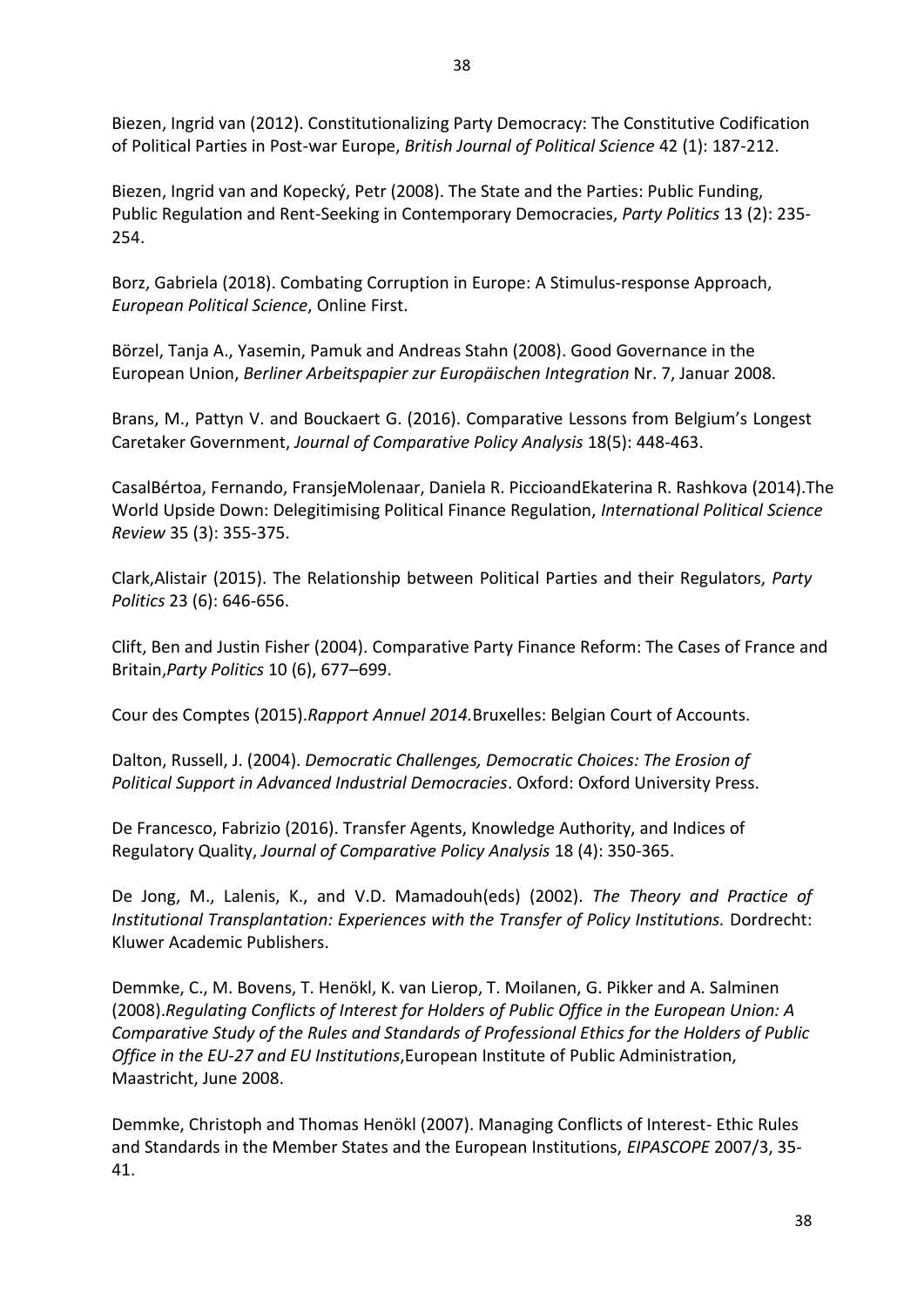Biezen, Ingrid van (2012). Constitutionalizing Party Democracy: The Constitutive Codification of Political Parties in Post-war Europe, *British Journal of Political Science* 42 (1): 187-212.

Biezen, Ingrid van and Kopecký, Petr (2008). The State and the Parties: Public Funding, Public Regulation and Rent-Seeking in Contemporary Democracies, *Party Politics* 13 (2): 235-254.

Borz, Gabriela (2018). Combating Corruption in Europe: A Stimulus-response Approach, *European Political Science*, Online First.

Börzel, Tanja A., Yasemin, Pamuk and Andreas Stahn (2008). Good Governance in the European Union, *Berliner Arbeitspapier zur Europäischen Integration* Nr. 7, Januar 2008.

Brans, M., Pattyn V. and Bouckaert G. (2016). Comparative Lessons from Belgium's Longest Caretaker Government, *Journal of Comparative Policy Analysis* 18(5): 448-463.

CasalBértoa, Fernando, FransjeMolenaar, Daniela R. PiccioandEkaterina R. Rashkova (2014).The World Upside Down: Delegitimising Political Finance Regulation, *International Political Science Review* 35 (3): 355-375.

Clark,Alistair (2015). The Relationship between Political Parties and their Regulators, *Party Politics* 23 (6): 646-656.

Clift, Ben and Justin Fisher (2004). Comparative Party Finance Reform: The Cases of France and Britain,*Party Politics* 10 (6), 677–699.

Cour des Comptes (2015).*Rapport Annuel 2014.*Bruxelles: Belgian Court of Accounts.

Dalton, Russell, J. (2004). *Democratic Challenges, Democratic Choices: The Erosion of Political Support in Advanced Industrial Democracies*. Oxford: Oxford University Press.

De Francesco, Fabrizio (2016). Transfer Agents, Knowledge Authority, and Indices of Regulatory Quality, *Journal of Comparative Policy Analysis* 18 (4): 350-365.

De Jong, M., Lalenis, K., and V.D. Mamadouh(eds) (2002). *The Theory and Practice of Institutional Transplantation: Experiences with the Transfer of Policy Institutions.* Dordrecht: Kluwer Academic Publishers.

Demmke, C., M. Bovens, T. Henökl, K. van Lierop, T. Moilanen, G. Pikker and A. Salminen (2008).*Regulating Conflicts of Interest for Holders of Public Office in the European Union: A Comparative Study of the Rules and Standards of Professional Ethics for the Holders of Public Office in the EU-27 and EU Institutions*,European Institute of Public Administration, Maastricht, June 2008.

Demmke, Christoph and Thomas Henökl (2007). Managing Conflicts of Interest- Ethic Rules and Standards in the Member States and the European Institutions, *EIPASCOPE* 2007/3, 35-41.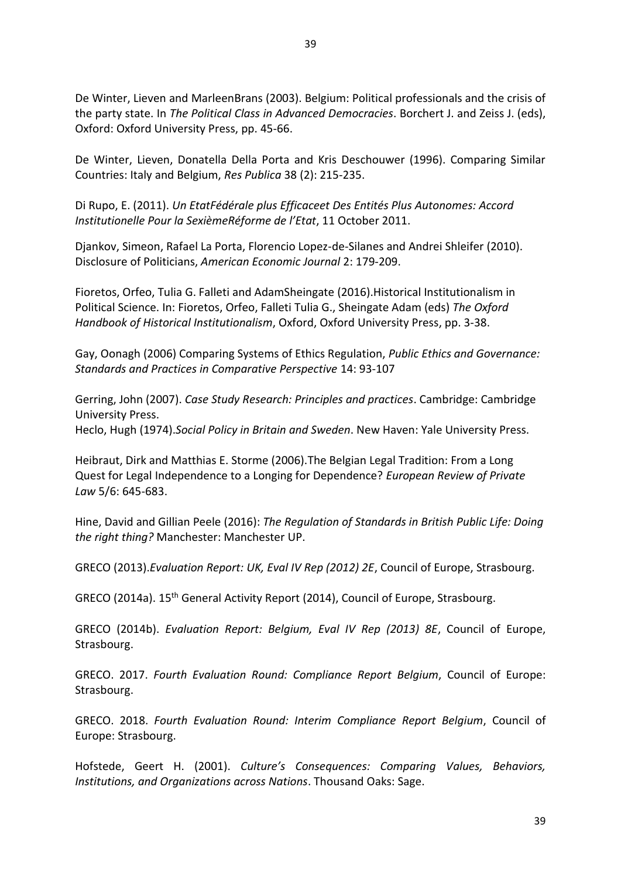De Winter, Lieven and MarleenBrans (2003). Belgium: Political professionals and the crisis of the party state. In *The Political Class in Advanced Democracies*. Borchert J. and Zeiss J. (eds), Oxford: Oxford University Press, pp. 45-66.

De Winter, Lieven, Donatella Della Porta and Kris Deschouwer (1996). Comparing Similar Countries: Italy and Belgium, *Res Publica* 38 (2): 215-235.

Di Rupo, E. (2011). *Un EtatFédérale plus Efficaceet Des Entités Plus Autonomes: Accord Institutionelle Pour la SixièmeRéforme de l'Etat*, 11 October 2011.

Djankov, Simeon, Rafael La Porta, Florencio Lopez-de-Silanes and Andrei Shleifer (2010). Disclosure of Politicians, *American Economic Journal* 2: 179-209.

Fioretos, Orfeo, Tulia G. Falleti and AdamSheingate (2016).Historical Institutionalism in Political Science. In: Fioretos, Orfeo, Falleti Tulia G., Sheingate Adam (eds) *The Oxford Handbook of Historical Institutionalism*, Oxford, Oxford University Press, pp. 3-38.

Gay, Oonagh (2006) Comparing Systems of Ethics Regulation, *Public Ethics and Governance: Standards and Practices in Comparative Perspective* 14: 93-107

Gerring, John (2007). *Case Study Research: Principles and practices*. Cambridge: Cambridge University Press.
Heclo, Hugh (1974).*Social Policy in Britain and Sweden*. New Haven: Yale University Press.

Heibraut, Dirk and Matthias E. Storme (2006).The Belgian Legal Tradition: From a Long Quest for Legal Independence to a Longing for Dependence? *European Review of Private Law* 5/6: 645-683.

Hine, David and Gillian Peele (2016): *The Regulation of Standards in British Public Life: Doing the right thing?* Manchester: Manchester UP.

GRECO (2013).*Evaluation Report: UK, Eval IV Rep (2012) 2E*, Council of Europe, Strasbourg.

GRECO (2014a). 15th General Activity Report (2014), Council of Europe, Strasbourg.

GRECO (2014b). *Evaluation Report: Belgium, Eval IV Rep (2013) 8E*, Council of Europe, Strasbourg.

GRECO. 2017. *Fourth Evaluation Round: Compliance Report Belgium*, Council of Europe: Strasbourg.

GRECO. 2018. *Fourth Evaluation Round: Interim Compliance Report Belgium*, Council of Europe: Strasbourg.

Hofstede, Geert H. (2001). *Culture's Consequences: Comparing Values, Behaviors, Institutions, and Organizations across Nations*. Thousand Oaks: Sage.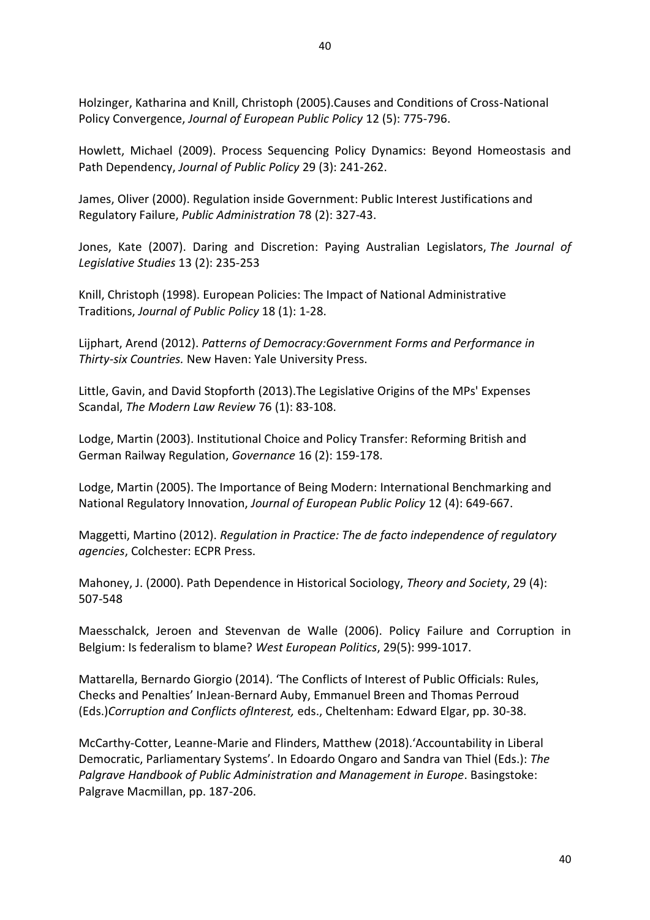Holzinger, Katharina and Knill, Christoph (2005).Causes and Conditions of Cross-National Policy Convergence, *Journal of European Public Policy* 12 (5): 775-796.

Howlett, Michael (2009). Process Sequencing Policy Dynamics: Beyond Homeostasis and Path Dependency, *Journal of Public Policy* 29 (3): 241-262.

James, Oliver (2000). Regulation inside Government: Public Interest Justifications and Regulatory Failure, *Public Administration* 78 (2): 327-43.

Jones, Kate (2007). Daring and Discretion: Paying Australian Legislators, *The Journal of Legislative Studies* 13 (2): 235-253

Knill, Christoph (1998). European Policies: The Impact of National Administrative Traditions, *Journal of Public Policy* 18 (1): 1-28.

Lijphart, Arend (2012). *Patterns of Democracy:Government Forms and Performance in Thirty-six Countries.* New Haven: Yale University Press.

Little, Gavin, and David Stopforth (2013).The Legislative Origins of the MPs' Expenses Scandal, *The Modern Law Review* 76 (1): 83-108.

Lodge, Martin (2003). Institutional Choice and Policy Transfer: Reforming British and German Railway Regulation, *Governance* 16 (2): 159-178.

Lodge, Martin (2005). The Importance of Being Modern: International Benchmarking and National Regulatory Innovation, *Journal of European Public Policy* 12 (4): 649-667.

Maggetti, Martino (2012). *Regulation in Practice: The de facto independence of regulatory agencies*, Colchester: ECPR Press.

Mahoney, J. (2000). Path Dependence in Historical Sociology, *Theory and Society*, 29 (4): 507-548

Maesschalck, Jeroen and Stevenvan de Walle (2006). Policy Failure and Corruption in Belgium: Is federalism to blame? *West European Politics*, 29(5): 999-1017.

Mattarella, Bernardo Giorgio (2014). 'The Conflicts of Interest of Public Officials: Rules, Checks and Penalties' InJean-Bernard Auby, Emmanuel Breen and Thomas Perroud (Eds.)*Corruption and Conflicts ofInterest,* eds., Cheltenham: Edward Elgar, pp. 30-38.

McCarthy-Cotter, Leanne-Marie and Flinders, Matthew (2018).'Accountability in Liberal Democratic, Parliamentary Systems'. In Edoardo Ongaro and Sandra van Thiel (Eds.): *The Palgrave Handbook of Public Administration and Management in Europe*. Basingstoke: Palgrave Macmillan, pp. 187-206.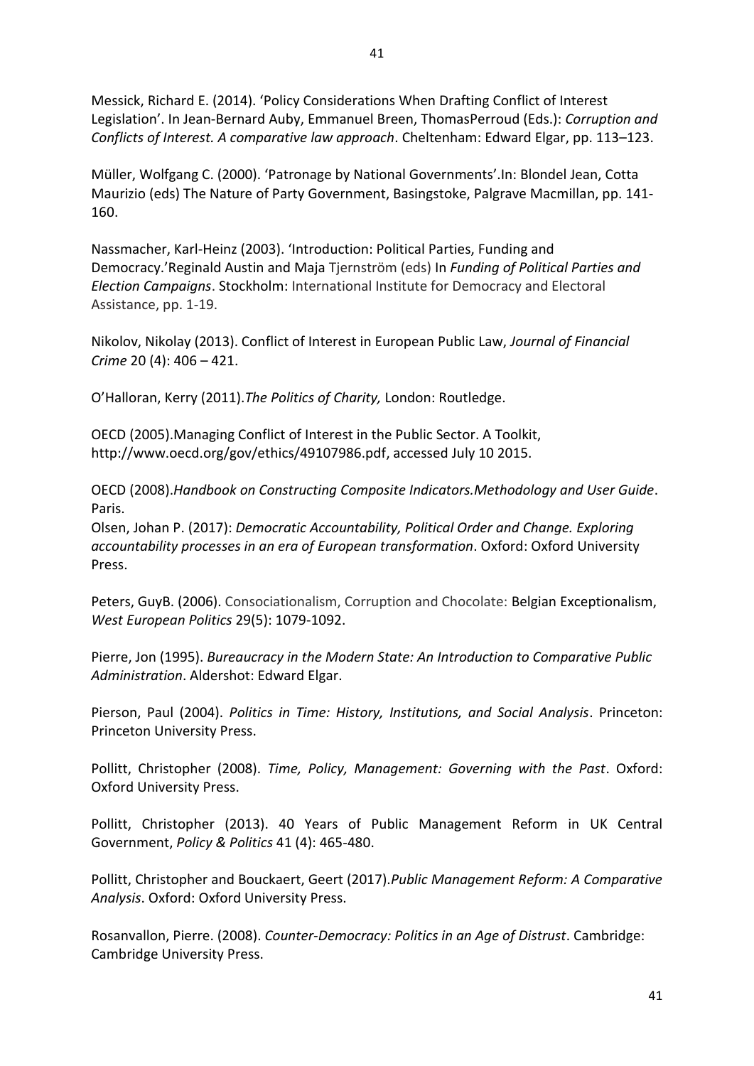Messick, Richard E. (2014). 'Policy Considerations When Drafting Conflict of Interest Legislation'. In Jean-Bernard Auby, Emmanuel Breen, ThomasPerroud (Eds.): *Corruption and Conflicts of Interest. A comparative law approach*. Cheltenham: Edward Elgar, pp. 113–123.

Müller, Wolfgang C. (2000). 'Patronage by National Governments'.In: Blondel Jean, Cotta Maurizio (eds) The Nature of Party Government, Basingstoke, Palgrave Macmillan, pp. 141-160.

Nassmacher, Karl-Heinz (2003). 'Introduction: Political Parties, Funding and Democracy.'Reginald Austin and Maja Tjernström (eds) In *Funding of Political Parties and Election Campaigns*. Stockholm: International Institute for Democracy and Electoral Assistance, pp. 1-19.

Nikolov, Nikolay (2013). Conflict of Interest in European Public Law, *Journal of Financial Crime* 20 (4): 406 – 421.

O'Halloran, Kerry (2011).*The Politics of Charity,* London: Routledge.

OECD (2005).Managing Conflict of Interest in the Public Sector. A Toolkit, http://www.oecd.org/gov/ethics/49107986.pdf, accessed July 10 2015.

OECD (2008).*Handbook on Constructing Composite Indicators.Methodology and User Guide*. Paris.

Olsen, Johan P. (2017): *Democratic Accountability, Political Order and Change. Exploring accountability processes in an era of European transformation*. Oxford: Oxford University Press.

Peters, GuyB. (2006). Consociationalism, Corruption and Chocolate: Belgian Exceptionalism, *West European Politics* 29(5): 1079-1092.

Pierre, Jon (1995). *Bureaucracy in the Modern State: An Introduction to Comparative Public Administration*. Aldershot: Edward Elgar.

Pierson, Paul (2004). *Politics in Time: History, Institutions, and Social Analysis*. Princeton: Princeton University Press.

Pollitt, Christopher (2008). *Time, Policy, Management: Governing with the Past*. Oxford: Oxford University Press.

Pollitt, Christopher (2013). 40 Years of Public Management Reform in UK Central Government, *Policy & Politics* 41 (4): 465-480.

Pollitt, Christopher and Bouckaert, Geert (2017).*Public Management Reform: A Comparative Analysis*. Oxford: Oxford University Press.

Rosanvallon, Pierre. (2008). *Counter-Democracy: Politics in an Age of Distrust*. Cambridge: Cambridge University Press.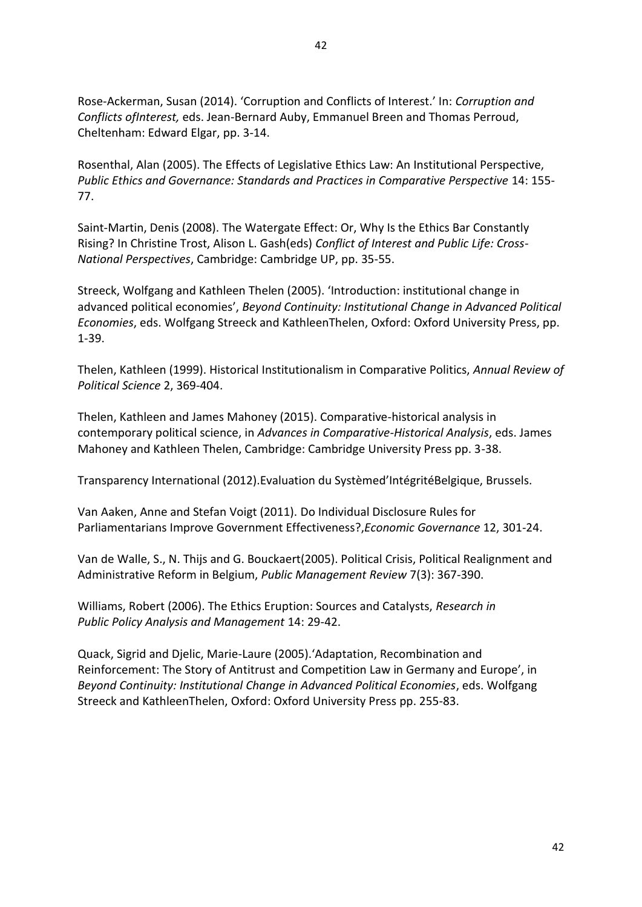Rose-Ackerman, Susan (2014). 'Corruption and Conflicts of Interest.' In: *Corruption and Conflicts ofInterest,* eds. Jean-Bernard Auby, Emmanuel Breen and Thomas Perroud, Cheltenham: Edward Elgar, pp. 3-14.

Rosenthal, Alan (2005). The Effects of Legislative Ethics Law: An Institutional Perspective, *Public Ethics and Governance: Standards and Practices in Comparative Perspective* 14: 155-77.

Saint-Martin, Denis (2008). The Watergate Effect: Or, Why Is the Ethics Bar Constantly Rising? In Christine Trost, Alison L. Gash(eds) *Conflict of Interest and Public Life: Cross-National Perspectives*, Cambridge: Cambridge UP, pp. 35-55.

Streeck, Wolfgang and Kathleen Thelen (2005). 'Introduction: institutional change in advanced political economies', *Beyond Continuity: Institutional Change in Advanced Political Economies*, eds. Wolfgang Streeck and KathleenThelen, Oxford: Oxford University Press, pp. 1-39.

Thelen, Kathleen (1999). Historical Institutionalism in Comparative Politics, *Annual Review of Political Science* 2, 369-404.

Thelen, Kathleen and James Mahoney (2015). Comparative-historical analysis in contemporary political science, in *Advances in Comparative-Historical Analysis*, eds. James Mahoney and Kathleen Thelen, Cambridge: Cambridge University Press pp. 3-38.

Transparency International (2012).Evaluation du Systèmed'IntégritéBelgique, Brussels.

Van Aaken, Anne and Stefan Voigt (2011). Do Individual Disclosure Rules for Parliamentarians Improve Government Effectiveness?,*Economic Governance* 12, 301-24.

Van de Walle, S., N. Thijs and G. Bouckaert(2005). Political Crisis, Political Realignment and Administrative Reform in Belgium, *Public Management Review* 7(3): 367-390.

Williams, Robert (2006). The Ethics Eruption: Sources and Catalysts, *Research in Public Policy Analysis and Management* 14: 29-42.

Quack, Sigrid and Djelic, Marie-Laure (2005).'Adaptation, Recombination and Reinforcement: The Story of Antitrust and Competition Law in Germany and Europe', in *Beyond Continuity: Institutional Change in Advanced Political Economies*, eds. Wolfgang Streeck and KathleenThelen, Oxford: Oxford University Press pp. 255-83.